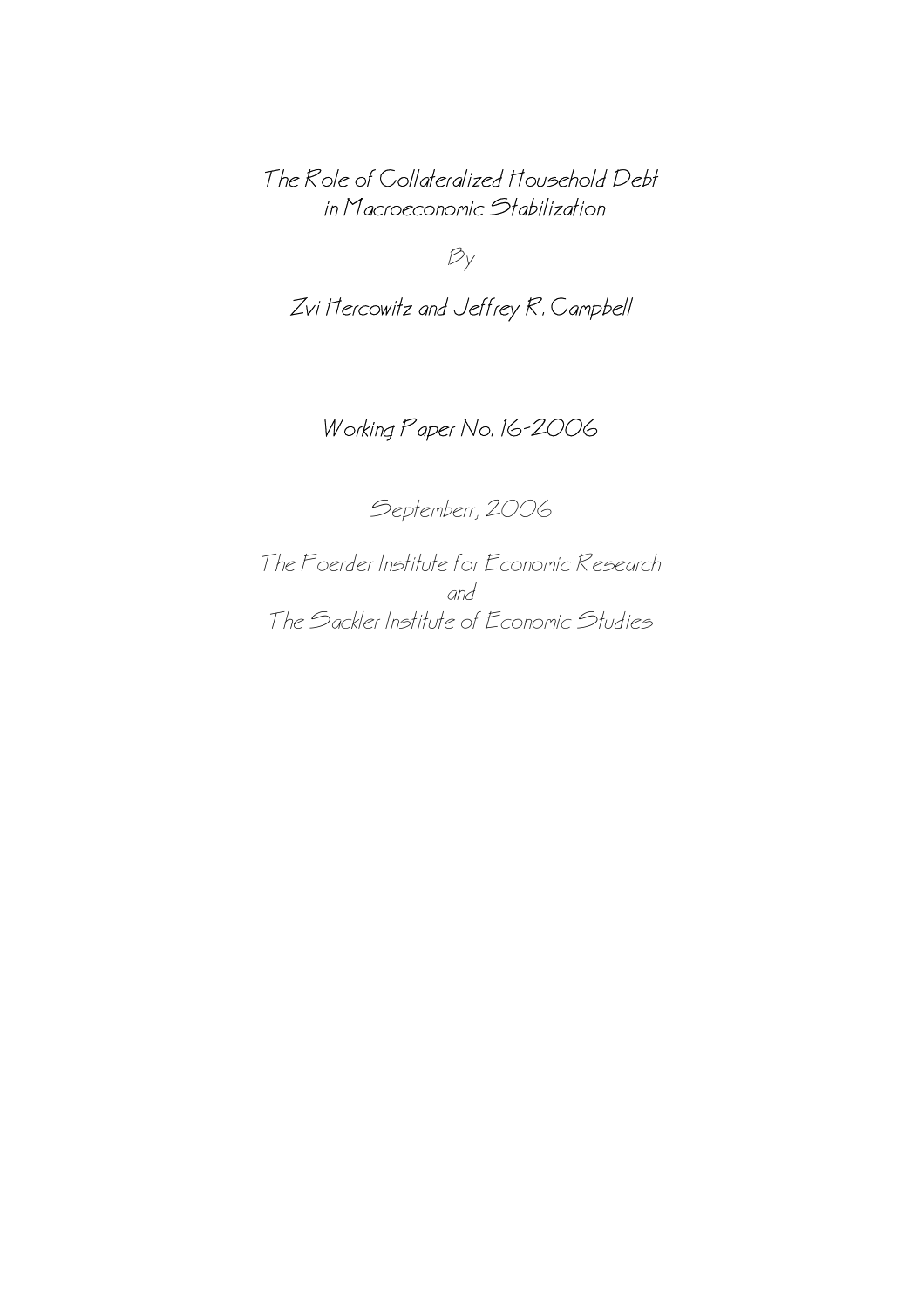# The Role of Collateralized Household Debt in Macroeconomic Stabilization

By

Zvi Hercowitz and Jeffrey R. Campbell

Working Paper No. 16-2006

Septemberr, 2006

The Foerder Institute for Economic Research
and
The Sackler Institute of Economic Studies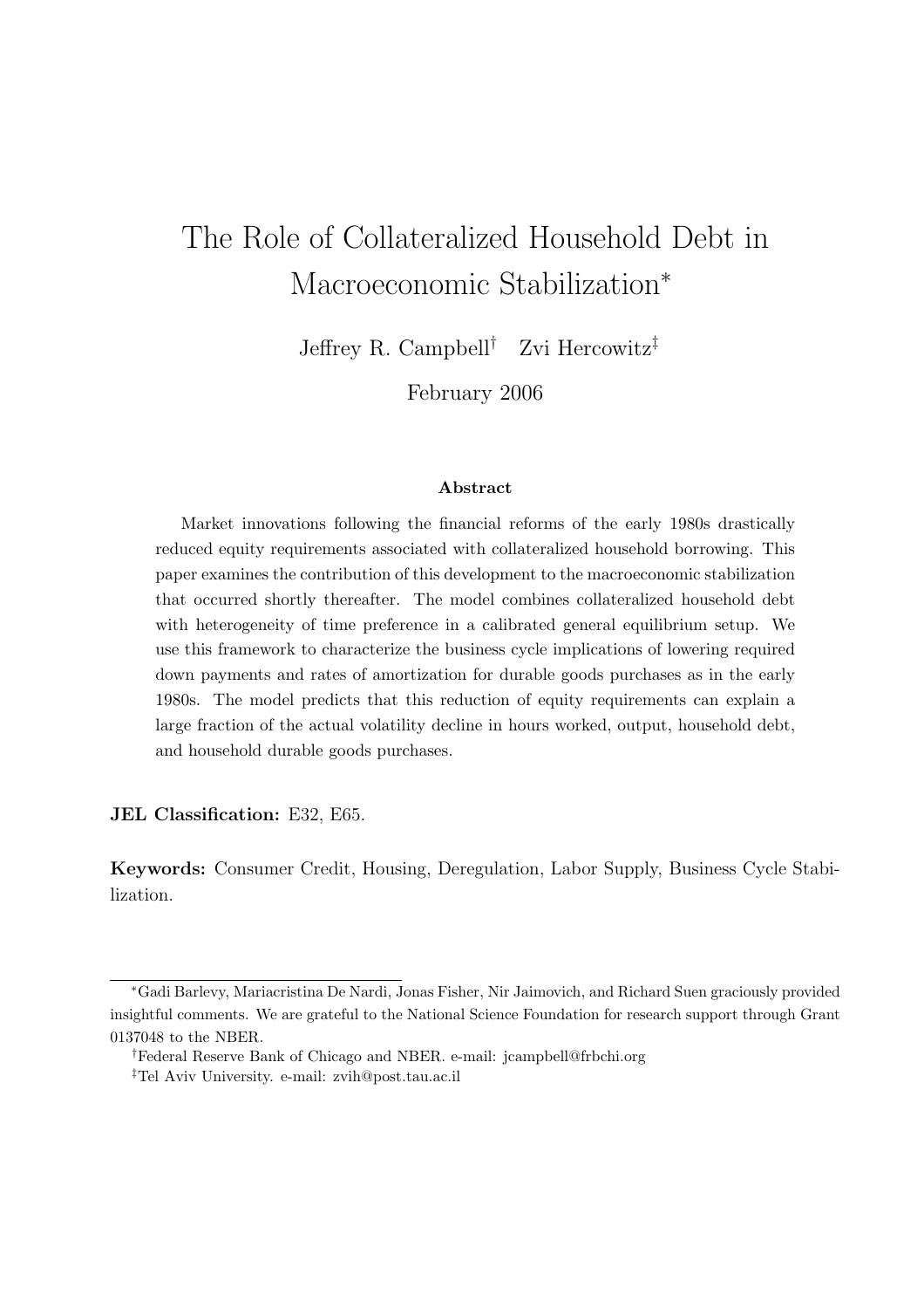# The Role of Collateralized Household Debt in Macroeconomic Stabilization*

Jeffrey R. Campbell† Zvi Hercowitz‡

February 2006

### Abstract

Market innovations following the financial reforms of the early 1980s drastically reduced equity requirements associated with collateralized household borrowing. This paper examines the contribution of this development to the macroeconomic stabilization that occurred shortly thereafter. The model combines collateralized household debt with heterogeneity of time preference in a calibrated general equilibrium setup. We use this framework to characterize the business cycle implications of lowering required down payments and rates of amortization for durable goods purchases as in the early 1980s. The model predicts that this reduction of equity requirements can explain a large fraction of the actual volatility decline in hours worked, output, household debt, and household durable goods purchases.

**JEL Classification:** E32, E65.

**Keywords:** Consumer Credit, Housing, Deregulation, Labor Supply, Business Cycle Stabilization.

---

*Gadi Barlevy, Mariacristina De Nardi, Jonas Fisher, Nir Jaimovich, and Richard Suen graciously provided insightful comments. We are grateful to the National Science Foundation for research support through Grant 0137048 to the NBER.

†Federal Reserve Bank of Chicago and NBER. e-mail: jcampbell@frbchi.org

‡Tel Aviv University. e-mail: zvih@post.tau.ac.il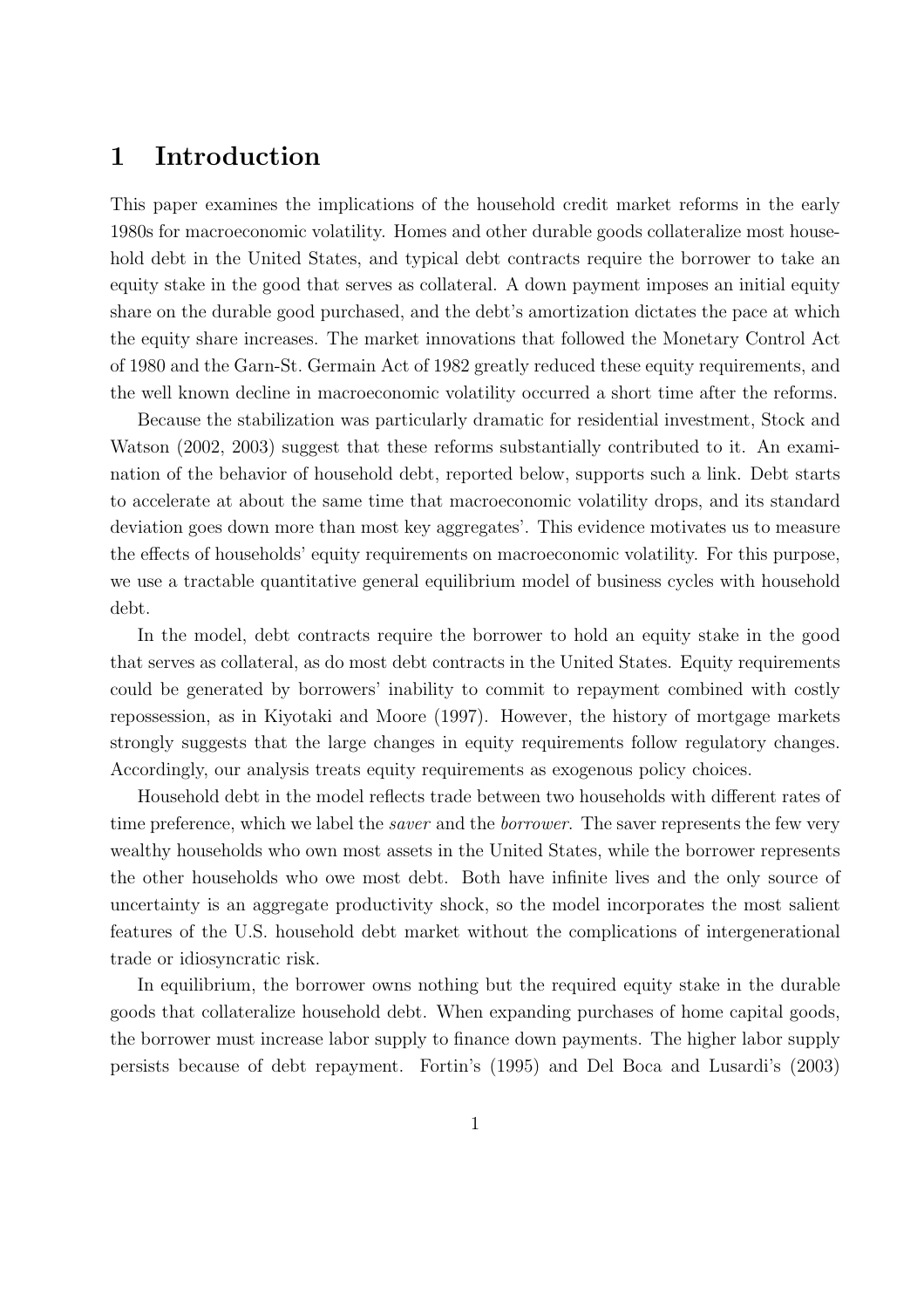# 1 Introduction

This paper examines the implications of the household credit market reforms in the early 1980s for macroeconomic volatility. Homes and other durable goods collateralize most household debt in the United States, and typical debt contracts require the borrower to take an equity stake in the good that serves as collateral. A down payment imposes an initial equity share on the durable good purchased, and the debt's amortization dictates the pace at which the equity share increases. The market innovations that followed the Monetary Control Act of 1980 and the Garn-St. Germain Act of 1982 greatly reduced these equity requirements, and the well known decline in macroeconomic volatility occurred a short time after the reforms.

Because the stabilization was particularly dramatic for residential investment, Stock and Watson (2002, 2003) suggest that these reforms substantially contributed to it. An examination of the behavior of household debt, reported below, supports such a link. Debt starts to accelerate at about the same time that macroeconomic volatility drops, and its standard deviation goes down more than most key aggregates'. This evidence motivates us to measure the effects of households' equity requirements on macroeconomic volatility. For this purpose, we use a tractable quantitative general equilibrium model of business cycles with household debt.

In the model, debt contracts require the borrower to hold an equity stake in the good that serves as collateral, as do most debt contracts in the United States. Equity requirements could be generated by borrowers' inability to commit to repayment combined with costly repossession, as in Kiyotaki and Moore (1997). However, the history of mortgage markets strongly suggests that the large changes in equity requirements follow regulatory changes. Accordingly, our analysis treats equity requirements as exogenous policy choices.

Household debt in the model reflects trade between two households with different rates of time preference, which we label the *saver* and the *borrower*. The saver represents the few very wealthy households who own most assets in the United States, while the borrower represents the other households who owe most debt. Both have infinite lives and the only source of uncertainty is an aggregate productivity shock, so the model incorporates the most salient features of the U.S. household debt market without the complications of intergenerational trade or idiosyncratic risk.

In equilibrium, the borrower owns nothing but the required equity stake in the durable goods that collateralize household debt. When expanding purchases of home capital goods, the borrower must increase labor supply to finance down payments. The higher labor supply persists because of debt repayment. Fortin's (1995) and Del Boca and Lusardi's (2003)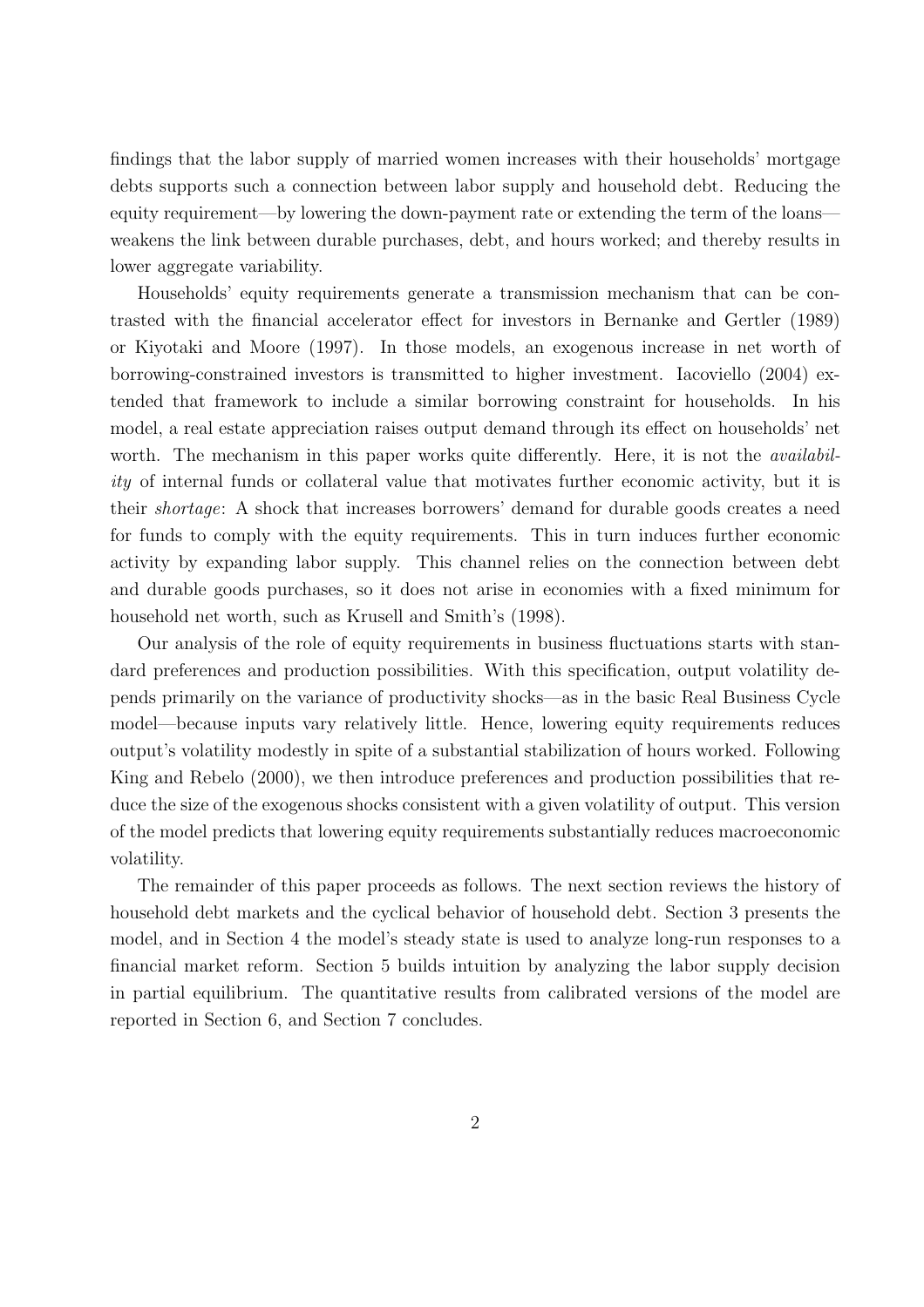findings that the labor supply of married women increases with their households' mortgage debts supports such a connection between labor supply and household debt. Reducing the equity requirement—by lowering the down-payment rate or extending the term of the loans—weakens the link between durable purchases, debt, and hours worked; and thereby results in lower aggregate variability.

Households' equity requirements generate a transmission mechanism that can be contrasted with the financial accelerator effect for investors in Bernanke and Gertler (1989) or Kiyotaki and Moore (1997). In those models, an exogenous increase in net worth of borrowing-constrained investors is transmitted to higher investment. Iacoviello (2004) extended that framework to include a similar borrowing constraint for households. In his model, a real estate appreciation raises output demand through its effect on households' net worth. The mechanism in this paper works quite differently. Here, it is not the *availability* of internal funds or collateral value that motivates further economic activity, but it is their *shortage*: A shock that increases borrowers' demand for durable goods creates a need for funds to comply with the equity requirements. This in turn induces further economic activity by expanding labor supply. This channel relies on the connection between debt and durable goods purchases, so it does not arise in economies with a fixed minimum for household net worth, such as Krusell and Smith's (1998).

Our analysis of the role of equity requirements in business fluctuations starts with standard preferences and production possibilities. With this specification, output volatility depends primarily on the variance of productivity shocks—as in the basic Real Business Cycle model—because inputs vary relatively little. Hence, lowering equity requirements reduces output's volatility modestly in spite of a substantial stabilization of hours worked. Following King and Rebelo (2000), we then introduce preferences and production possibilities that reduce the size of the exogenous shocks consistent with a given volatility of output. This version of the model predicts that lowering equity requirements substantially reduces macroeconomic volatility.

The remainder of this paper proceeds as follows. The next section reviews the history of household debt markets and the cyclical behavior of household debt. Section 3 presents the model, and in Section 4 the model's steady state is used to analyze long-run responses to a financial market reform. Section 5 builds intuition by analyzing the labor supply decision in partial equilibrium. The quantitative results from calibrated versions of the model are reported in Section 6, and Section 7 concludes.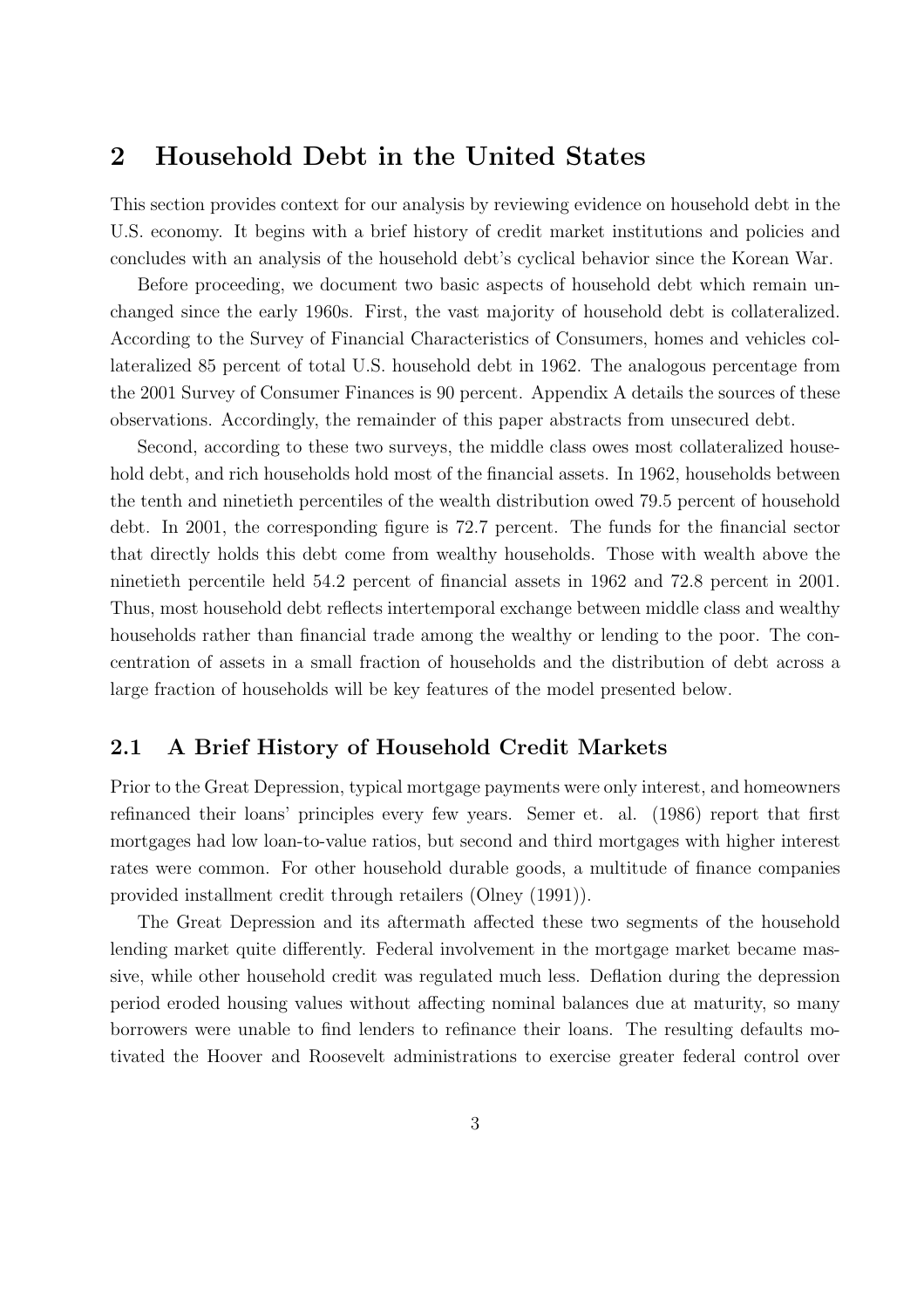## 2 Household Debt in the United States

This section provides context for our analysis by reviewing evidence on household debt in the U.S. economy. It begins with a brief history of credit market institutions and policies and concludes with an analysis of the household debt's cyclical behavior since the Korean War.

Before proceeding, we document two basic aspects of household debt which remain unchanged since the early 1960s. First, the vast majority of household debt is collateralized. According to the Survey of Financial Characteristics of Consumers, homes and vehicles collateralized 85 percent of total U.S. household debt in 1962. The analogous percentage from the 2001 Survey of Consumer Finances is 90 percent. Appendix A details the sources of these observations. Accordingly, the remainder of this paper abstracts from unsecured debt.

Second, according to these two surveys, the middle class owes most collateralized household debt, and rich households hold most of the financial assets. In 1962, households between the tenth and ninetieth percentiles of the wealth distribution owed 79.5 percent of household debt. In 2001, the corresponding figure is 72.7 percent. The funds for the financial sector that directly holds this debt come from wealthy households. Those with wealth above the ninetieth percentile held 54.2 percent of financial assets in 1962 and 72.8 percent in 2001. Thus, most household debt reflects intertemporal exchange between middle class and wealthy households rather than financial trade among the wealthy or lending to the poor. The concentration of assets in a small fraction of households and the distribution of debt across a large fraction of households will be key features of the model presented below.

### 2.1 A Brief History of Household Credit Markets

Prior to the Great Depression, typical mortgage payments were only interest, and homeowners refinanced their loans' principles every few years. Semer et. al. (1986) report that first mortgages had low loan-to-value ratios, but second and third mortgages with higher interest rates were common. For other household durable goods, a multitude of finance companies provided installment credit through retailers (Olney (1991)).

The Great Depression and its aftermath affected these two segments of the household lending market quite differently. Federal involvement in the mortgage market became massive, while other household credit was regulated much less. Deflation during the depression period eroded housing values without affecting nominal balances due at maturity, so many borrowers were unable to find lenders to refinance their loans. The resulting defaults motivated the Hoover and Roosevelt administrations to exercise greater federal control over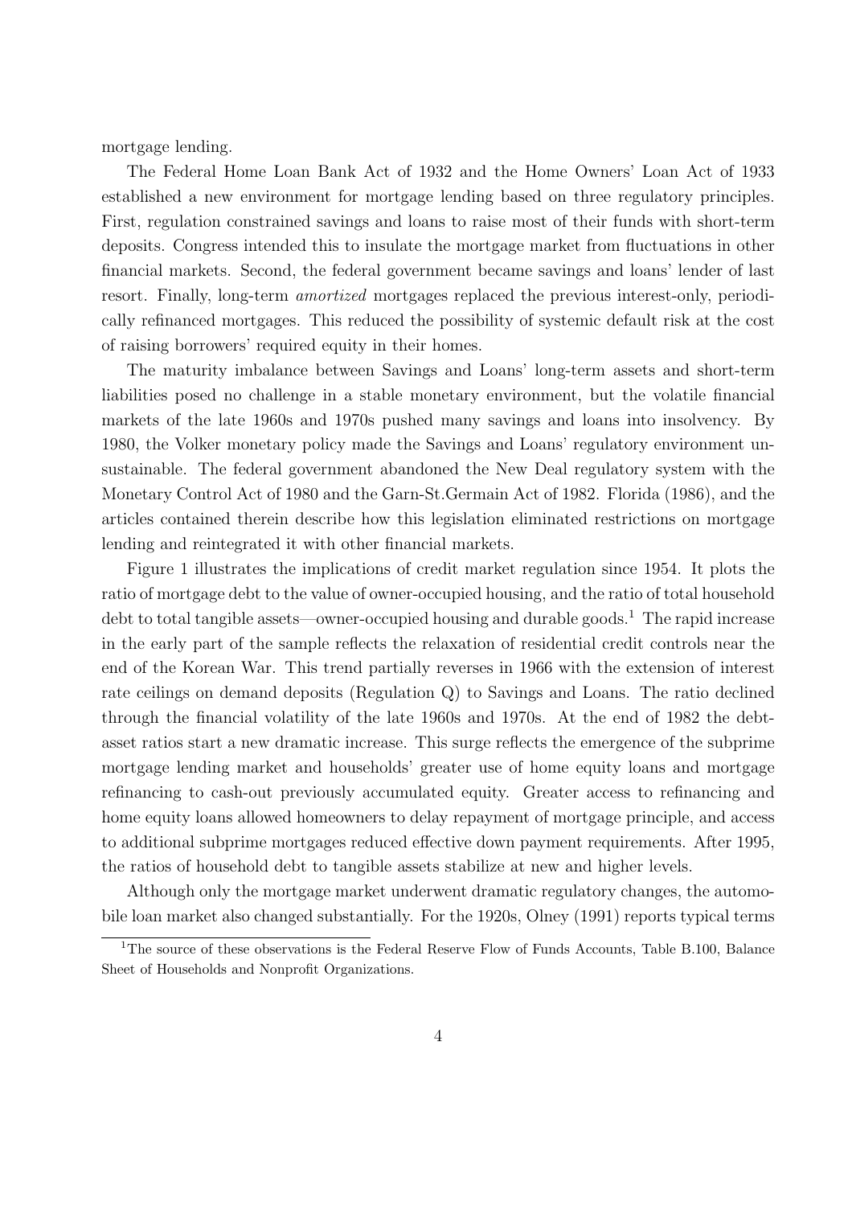mortgage lending.

The Federal Home Loan Bank Act of 1932 and the Home Owners' Loan Act of 1933 established a new environment for mortgage lending based on three regulatory principles. First, regulation constrained savings and loans to raise most of their funds with short-term deposits. Congress intended this to insulate the mortgage market from fluctuations in other financial markets. Second, the federal government became savings and loans' lender of last resort. Finally, long-term *amortized* mortgages replaced the previous interest-only, periodically refinanced mortgages. This reduced the possibility of systemic default risk at the cost of raising borrowers' required equity in their homes.

The maturity imbalance between Savings and Loans' long-term assets and short-term liabilities posed no challenge in a stable monetary environment, but the volatile financial markets of the late 1960s and 1970s pushed many savings and loans into insolvency. By 1980, the Volker monetary policy made the Savings and Loans' regulatory environment unsustainable. The federal government abandoned the New Deal regulatory system with the Monetary Control Act of 1980 and the Garn-St.Germain Act of 1982. Florida (1986), and the articles contained therein describe how this legislation eliminated restrictions on mortgage lending and reintegrated it with other financial markets.

Figure 1 illustrates the implications of credit market regulation since 1954. It plots the ratio of mortgage debt to the value of owner-occupied housing, and the ratio of total household debt to total tangible assets—owner-occupied housing and durable goods.[1] The rapid increase in the early part of the sample reflects the relaxation of residential credit controls near the end of the Korean War. This trend partially reverses in 1966 with the extension of interest rate ceilings on demand deposits (Regulation Q) to Savings and Loans. The ratio declined through the financial volatility of the late 1960s and 1970s. At the end of 1982 the debt-asset ratios start a new dramatic increase. This surge reflects the emergence of the subprime mortgage lending market and households' greater use of home equity loans and mortgage refinancing to cash-out previously accumulated equity. Greater access to refinancing and home equity loans allowed homeowners to delay repayment of mortgage principle, and access to additional subprime mortgages reduced effective down payment requirements. After 1995, the ratios of household debt to tangible assets stabilize at new and higher levels.

Although only the mortgage market underwent dramatic regulatory changes, the automobile loan market also changed substantially. For the 1920s, Olney (1991) reports typical terms

[1] The source of these observations is the Federal Reserve Flow of Funds Accounts, Table B.100, Balance Sheet of Households and Nonprofit Organizations.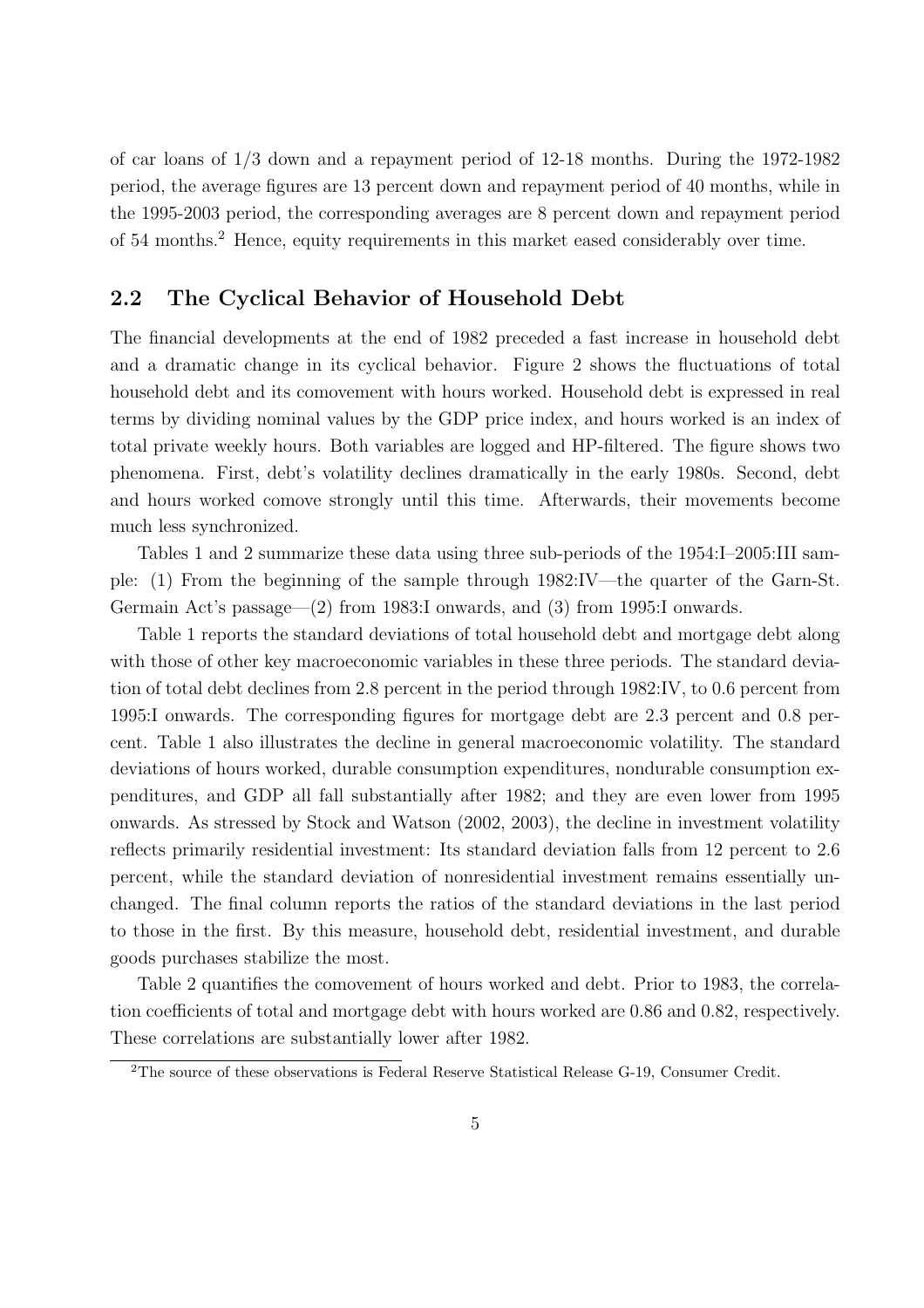of car loans of 1/3 down and a repayment period of 12-18 months. During the 1972-1982 period, the average figures are 13 percent down and repayment period of 40 months, while in the 1995-2003 period, the corresponding averages are 8 percent down and repayment period of 54 months.[2] Hence, equity requirements in this market eased considerably over time.

## 2.2 The Cyclical Behavior of Household Debt

The financial developments at the end of 1982 preceded a fast increase in household debt and a dramatic change in its cyclical behavior. Figure 2 shows the fluctuations of total household debt and its comovement with hours worked. Household debt is expressed in real terms by dividing nominal values by the GDP price index, and hours worked is an index of total private weekly hours. Both variables are logged and HP-filtered. The figure shows two phenomena. First, debt's volatility declines dramatically in the early 1980s. Second, debt and hours worked comove strongly until this time. Afterwards, their movements become much less synchronized.

Tables 1 and 2 summarize these data using three sub-periods of the 1954:I–2005:III sample: (1) From the beginning of the sample through 1982:IV—the quarter of the Garn-St. Germain Act's passage—(2) from 1983:I onwards, and (3) from 1995:I onwards.

Table 1 reports the standard deviations of total household debt and mortgage debt along with those of other key macroeconomic variables in these three periods. The standard deviation of total debt declines from 2.8 percent in the period through 1982:IV, to 0.6 percent from 1995:I onwards. The corresponding figures for mortgage debt are 2.3 percent and 0.8 percent. Table 1 also illustrates the decline in general macroeconomic volatility. The standard deviations of hours worked, durable consumption expenditures, nondurable consumption expenditures, and GDP all fall substantially after 1982; and they are even lower from 1995 onwards. As stressed by Stock and Watson (2002, 2003), the decline in investment volatility reflects primarily residential investment: Its standard deviation falls from 12 percent to 2.6 percent, while the standard deviation of nonresidential investment remains essentially unchanged. The final column reports the ratios of the standard deviations in the last period to those in the first. By this measure, household debt, residential investment, and durable goods purchases stabilize the most.

Table 2 quantifies the comovement of hours worked and debt. Prior to 1983, the correlation coefficients of total and mortgage debt with hours worked are 0.86 and 0.82, respectively. These correlations are substantially lower after 1982.

[2] The source of these observations is Federal Reserve Statistical Release G-19, Consumer Credit.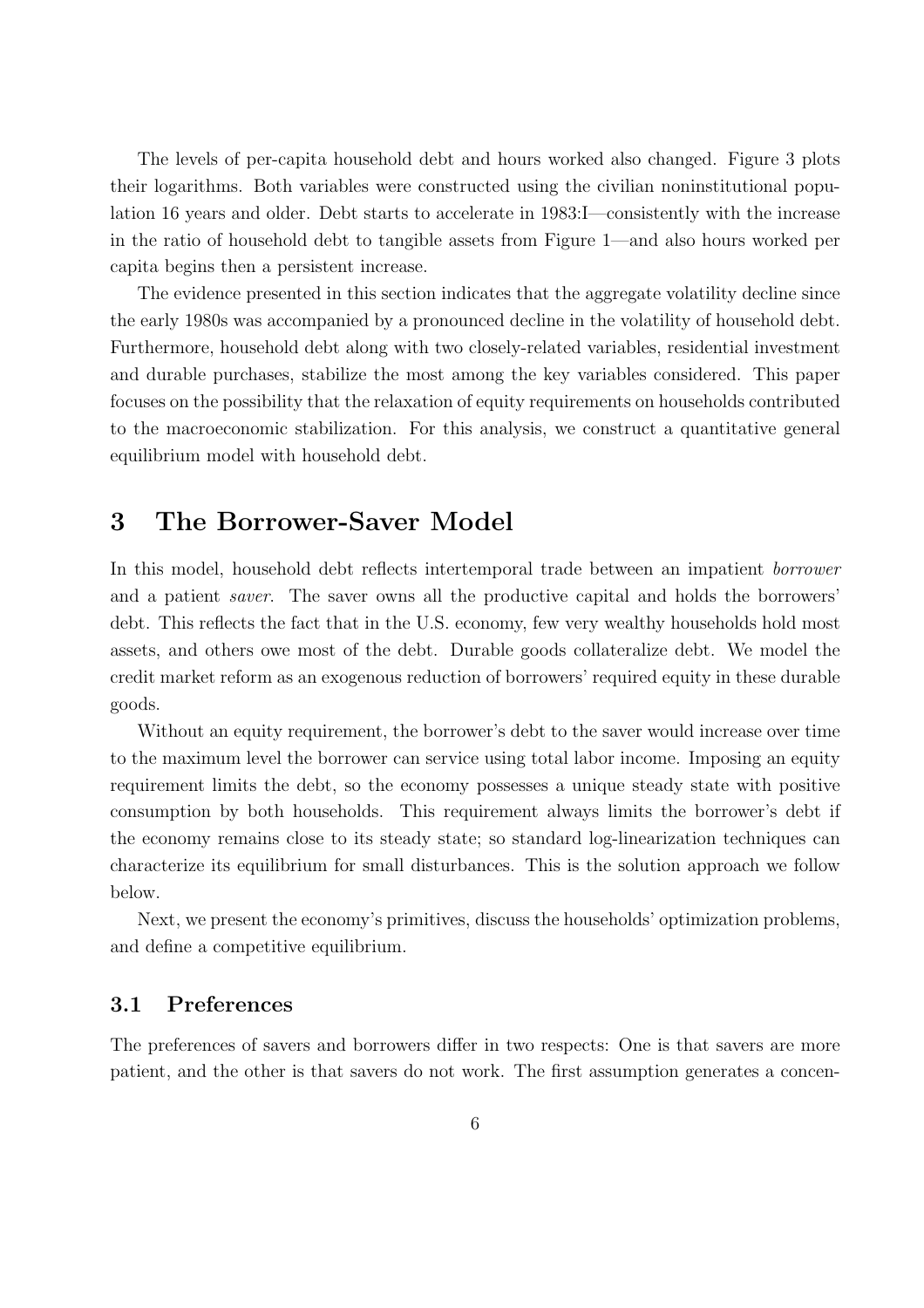The levels of per-capita household debt and hours worked also changed. Figure 3 plots their logarithms. Both variables were constructed using the civilian noninstitutional population 16 years and older. Debt starts to accelerate in 1983:I—consistently with the increase in the ratio of household debt to tangible assets from Figure 1—and also hours worked per capita begins then a persistent increase.

The evidence presented in this section indicates that the aggregate volatility decline since the early 1980s was accompanied by a pronounced decline in the volatility of household debt. Furthermore, household debt along with two closely-related variables, residential investment and durable purchases, stabilize the most among the key variables considered. This paper focuses on the possibility that the relaxation of equity requirements on households contributed to the macroeconomic stabilization. For this analysis, we construct a quantitative general equilibrium model with household debt.

## 3 The Borrower-Saver Model

In this model, household debt reflects intertemporal trade between an impatient *borrower* and a patient *saver*. The saver owns all the productive capital and holds the borrowers' debt. This reflects the fact that in the U.S. economy, few very wealthy households hold most assets, and others owe most of the debt. Durable goods collateralize debt. We model the credit market reform as an exogenous reduction of borrowers' required equity in these durable goods.

Without an equity requirement, the borrower's debt to the saver would increase over time to the maximum level the borrower can service using total labor income. Imposing an equity requirement limits the debt, so the economy possesses a unique steady state with positive consumption by both households. This requirement always limits the borrower's debt if the economy remains close to its steady state; so standard log-linearization techniques can characterize its equilibrium for small disturbances. This is the solution approach we follow below.

Next, we present the economy's primitives, discuss the households' optimization problems, and define a competitive equilibrium.

### 3.1 Preferences

The preferences of savers and borrowers differ in two respects: One is that savers are more patient, and the other is that savers do not work. The first assumption generates a concen-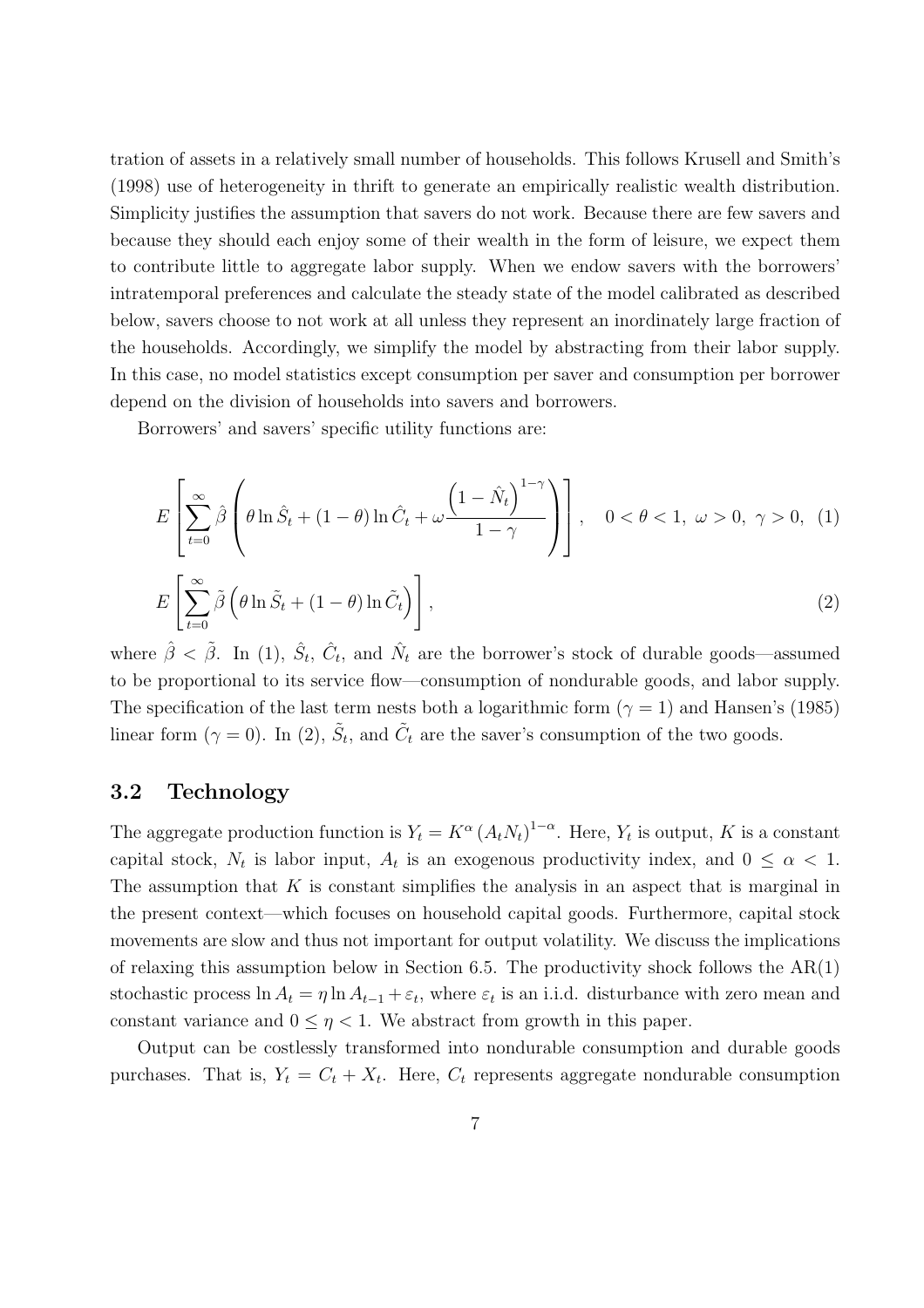tration of assets in a relatively small number of households. This follows Krusell and Smith's (1998) use of heterogeneity in thrift to generate an empirically realistic wealth distribution. Simplicity justifies the assumption that savers do not work. Because there are few savers and because they should each enjoy some of their wealth in the form of leisure, we expect them to contribute little to aggregate labor supply. When we endow savers with the borrowers' intratemporal preferences and calculate the steady state of the model calibrated as described below, savers choose to not work at all unless they represent an inordinately large fraction of the households. Accordingly, we simplify the model by abstracting from their labor supply. In this case, no model statistics except consumption per saver and consumption per borrower depend on the division of households into savers and borrowers.

Borrowers' and savers' specific utility functions are:

$$E\left[\sum_{t=0}^{\infty}\hat{\beta}\left(\theta\ln\hat{S}_t+(1-\theta)\ln\hat{C}_t+\omega\frac{\left(1-\hat{N}_t\right)^{1-\gamma}}{1-\gamma}\right)\right],\quad 0<\theta<1,\ \omega>0,\ \gamma>0,\quad (1)$$

$$E\left[\sum_{t=0}^{\infty}\tilde{\beta}\left(\theta\ln\tilde{S}_t+(1-\theta)\ln\tilde{C}_t\right)\right],\quad (2)$$

where $\hat{\beta}<\tilde{\beta}$. In (1), $\hat{S}_t$, $\hat{C}_t$, and $\hat{N}_t$ are the borrower's stock of durable goods—assumed to be proportional to its service flow—consumption of nondurable goods, and labor supply. The specification of the last term nests both a logarithmic form ($\gamma=1$) and Hansen's (1985) linear form ($\gamma=0$). In (2), $\tilde{S}_t$, and $\tilde{C}_t$ are the saver's consumption of the two goods.

## 3.2 Technology

The aggregate production function is $Y_t=K^{\alpha}\left(A_tN_t\right)^{1-\alpha}$. Here, $Y_t$ is output, $K$ is a constant capital stock, $N_t$ is labor input, $A_t$ is an exogenous productivity index, and $0\leq\alpha<1$. The assumption that $K$ is constant simplifies the analysis in an aspect that is marginal in the present context—which focuses on household capital goods. Furthermore, capital stock movements are slow and thus not important for output volatility. We discuss the implications of relaxing this assumption below in Section 6.5. The productivity shock follows the AR(1) stochastic process $\ln A_t=\eta\ln A_{t-1}+\varepsilon_t$, where $\varepsilon_t$ is an i.i.d. disturbance with zero mean and constant variance and $0\leq\eta<1$. We abstract from growth in this paper.

Output can be costlessly transformed into nondurable consumption and durable goods purchases. That is, $Y_t=C_t+X_t$. Here, $C_t$ represents aggregate nondurable consumption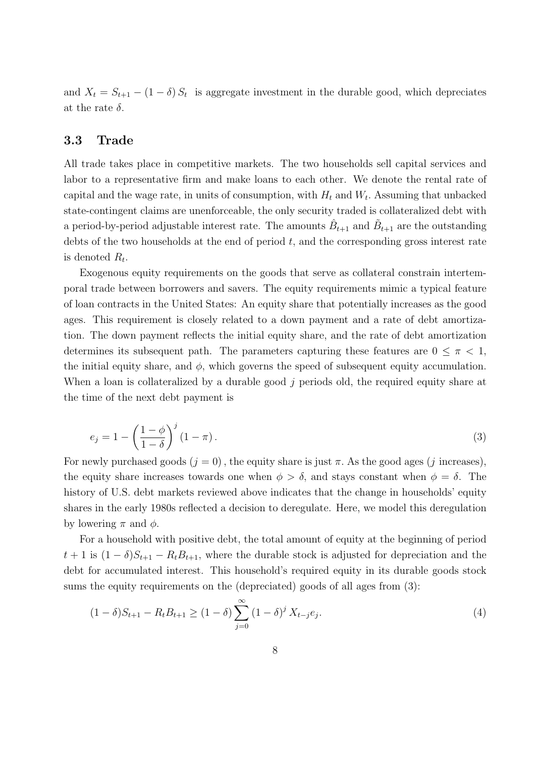and $X_t = S_{t+1} - (1-\delta) S_t$ is aggregate investment in the durable good, which depreciates at the rate $\delta$.

### 3.3 Trade

All trade takes place in competitive markets. The two households sell capital services and labor to a representative firm and make loans to each other. We denote the rental rate of capital and the wage rate, in units of consumption, with $H_t$ and $W_t$. Assuming that unbacked state-contingent claims are unenforceable, the only security traded is collateralized debt with a period-by-period adjustable interest rate. The amounts $\hat{B}_{t+1}$ and $\tilde{B}_{t+1}$ are the outstanding debts of the two households at the end of period $t$, and the corresponding gross interest rate is denoted $R_t$.

Exogenous equity requirements on the goods that serve as collateral constrain intertemporal trade between borrowers and savers. The equity requirements mimic a typical feature of loan contracts in the United States: An equity share that potentially increases as the good ages. This requirement is closely related to a down payment and a rate of debt amortization. The down payment reflects the initial equity share, and the rate of debt amortization determines its subsequent path. The parameters capturing these features are $0 \leq \pi < 1$, the initial equity share, and $\phi$, which governs the speed of subsequent equity accumulation. When a loan is collateralized by a durable good $j$ periods old, the required equity share at the time of the next debt payment is

$$e_j = 1 - \left( \frac{1-\phi}{1-\delta} \right)^j (1-\pi). \tag{3}$$

For newly purchased goods $(j = 0)$, the equity share is just $\pi$. As the good ages ($j$ increases), the equity share increases towards one when $\phi > \delta$, and stays constant when $\phi = \delta$. The history of U.S. debt markets reviewed above indicates that the change in households' equity shares in the early 1980s reflected a decision to deregulate. Here, we model this deregulation by lowering $\pi$ and $\phi$.

For a household with positive debt, the total amount of equity at the beginning of period $t+1$ is $(1-\delta)S_{t+1} - R_t B_{t+1}$, where the durable stock is adjusted for depreciation and the debt for accumulated interest. This household's required equity in its durable goods stock sums the equity requirements on the (depreciated) goods of all ages from (3):

$$(1-\delta)S_{t+1} - R_t B_{t+1} \geq (1-\delta) \sum_{j=0}^{\infty} (1-\delta)^j X_{t-j} e_j. \tag{4}$$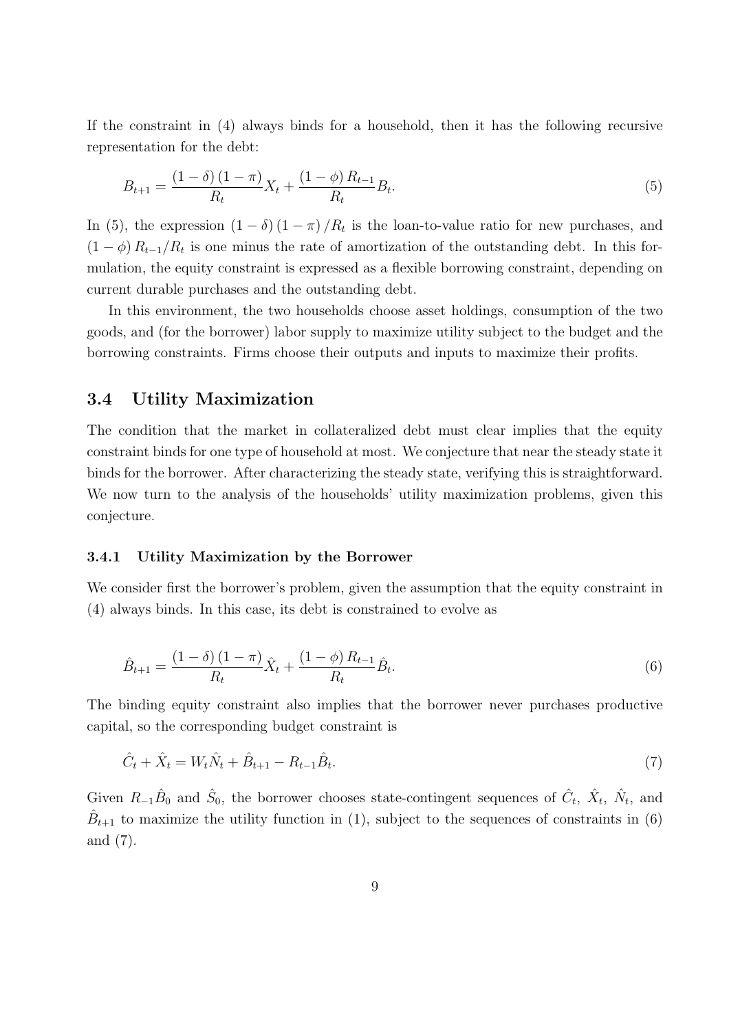If the constraint in (4) always binds for a household, then it has the following recursive representation for the debt:

$$B_{t+1} = \frac{(1-\delta)(1-\pi)}{R_t} X_t + \frac{(1-\phi) R_{t-1}}{R_t} B_t. \tag{5}$$

In (5), the expression $(1-\delta)(1-\pi)/R_t$ is the loan-to-value ratio for new purchases, and $(1-\phi) R_{t-1}/R_t$ is one minus the rate of amortization of the outstanding debt. In this formulation, the equity constraint is expressed as a flexible borrowing constraint, depending on current durable purchases and the outstanding debt.

In this environment, the two households choose asset holdings, consumption of the two goods, and (for the borrower) labor supply to maximize utility subject to the budget and the borrowing constraints. Firms choose their outputs and inputs to maximize their profits.

## 3.4 Utility Maximization

The condition that the market in collateralized debt must clear implies that the equity constraint binds for one type of household at most. We conjecture that near the steady state it binds for the borrower. After characterizing the steady state, verifying this is straightforward. We now turn to the analysis of the households' utility maximization problems, given this conjecture.

### 3.4.1 Utility Maximization by the Borrower

We consider first the borrower's problem, given the assumption that the equity constraint in (4) always binds. In this case, its debt is constrained to evolve as

$$\hat{B}_{t+1} = \frac{(1-\delta)(1-\pi)}{R_t} \hat{X}_t + \frac{(1-\phi) R_{t-1}}{R_t} \hat{B}_t. \tag{6}$$

The binding equity constraint also implies that the borrower never purchases productive capital, so the corresponding budget constraint is

$$\hat{C}_t + \hat{X}_t = W_t \hat{N}_t + \hat{B}_{t+1} - R_{t-1} \hat{B}_t. \tag{7}$$

Given $R_{-1}\hat{B}_0$ and $\hat{S}_0$, the borrower chooses state-contingent sequences of $\hat{C}_t$, $\hat{X}_t$, $\hat{N}_t$, and $\hat{B}_{t+1}$ to maximize the utility function in (1), subject to the sequences of constraints in (6) and (7).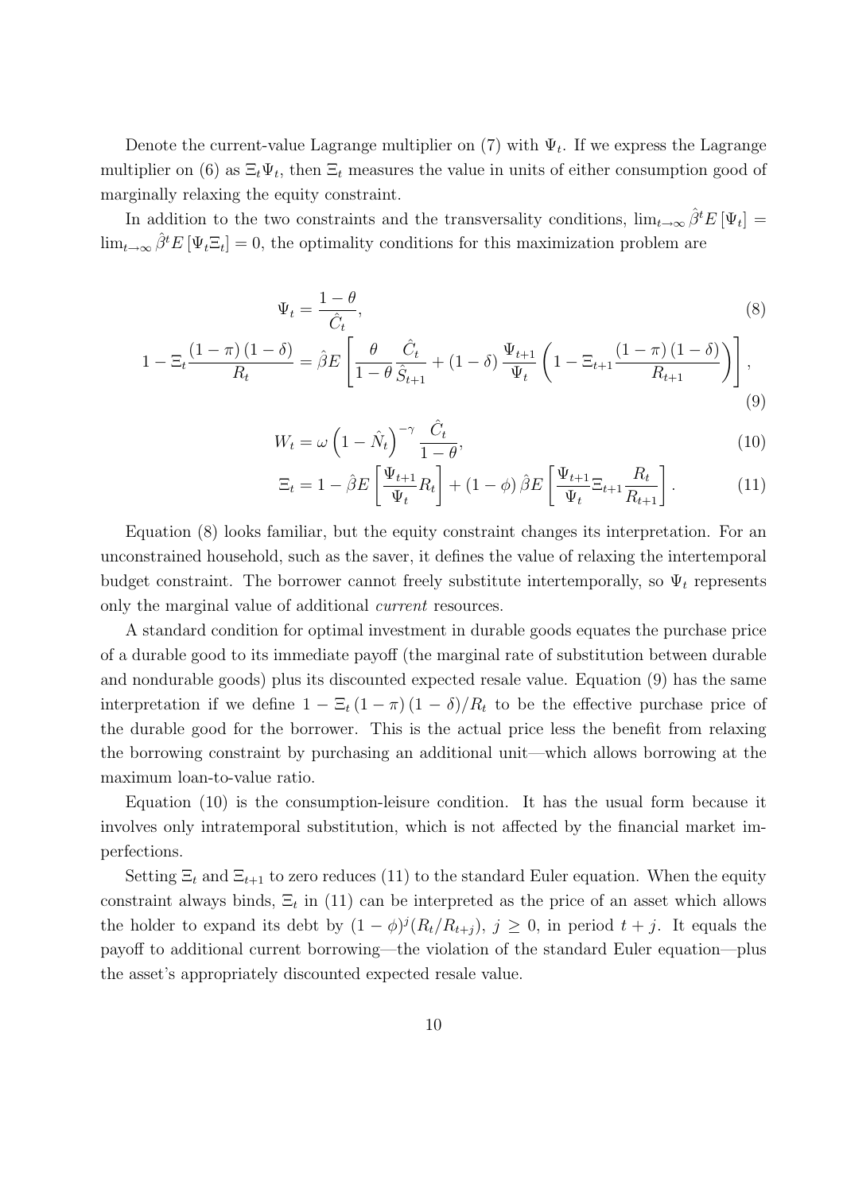Denote the current-value Lagrange multiplier on (7) with $\Psi_t$. If we express the Lagrange multiplier on (6) as $\Xi_t \Psi_t$, then $\Xi_t$ measures the value in units of either consumption good of marginally relaxing the equity constraint.

In addition to the two constraints and the transversality conditions, $\lim_{t\to\infty} \hat{\beta}^t E[\Psi_t] = \lim_{t\to\infty} \hat{\beta}^t E[\Psi_t \Xi_t] = 0$, the optimality conditions for this maximization problem are

$$\Psi_t = \frac{1-\theta}{\hat{C}_t}, \tag{8}$$

$$1 - \Xi_t \frac{(1-\pi)(1-\delta)}{R_t} = \hat{\beta} E\left[\frac{\theta}{1-\theta}\frac{\hat{C}_t}{\hat{S}_{t+1}} + (1-\delta)\frac{\Psi_{t+1}}{\Psi_t}\left(1 - \Xi_{t+1}\frac{(1-\pi)(1-\delta)}{R_{t+1}}\right)\right], \tag{9}$$

$$W_t = \omega\left(1 - \hat{N}_t\right)^{-\gamma}\frac{\hat{C}_t}{1-\theta}, \tag{10}$$

$$\Xi_t = 1 - \hat{\beta} E\left[\frac{\Psi_{t+1}}{\Psi_t} R_t\right] + (1-\phi)\hat{\beta} E\left[\frac{\Psi_{t+1}}{\Psi_t}\Xi_{t+1}\frac{R_t}{R_{t+1}}\right]. \tag{11}$$

Equation (8) looks familiar, but the equity constraint changes its interpretation. For an unconstrained household, such as the saver, it defines the value of relaxing the intertemporal budget constraint. The borrower cannot freely substitute intertemporally, so $\Psi_t$ represents only the marginal value of additional *current* resources.

A standard condition for optimal investment in durable goods equates the purchase price of a durable good to its immediate payoff (the marginal rate of substitution between durable and nondurable goods) plus its discounted expected resale value. Equation (9) has the same interpretation if we define $1 - \Xi_t(1-\pi)(1-\delta)/R_t$ to be the effective purchase price of the durable good for the borrower. This is the actual price less the benefit from relaxing the borrowing constraint by purchasing an additional unit—which allows borrowing at the maximum loan-to-value ratio.

Equation (10) is the consumption-leisure condition. It has the usual form because it involves only intratemporal substitution, which is not affected by the financial market imperfections.

Setting $\Xi_t$ and $\Xi_{t+1}$ to zero reduces (11) to the standard Euler equation. When the equity constraint always binds, $\Xi_t$ in (11) can be interpreted as the price of an asset which allows the holder to expand its debt by $(1-\phi)^j(R_t/R_{t+j})$, $j \geq 0$, in period $t+j$. It equals the payoff to additional current borrowing—the violation of the standard Euler equation—plus the asset's appropriately discounted expected resale value.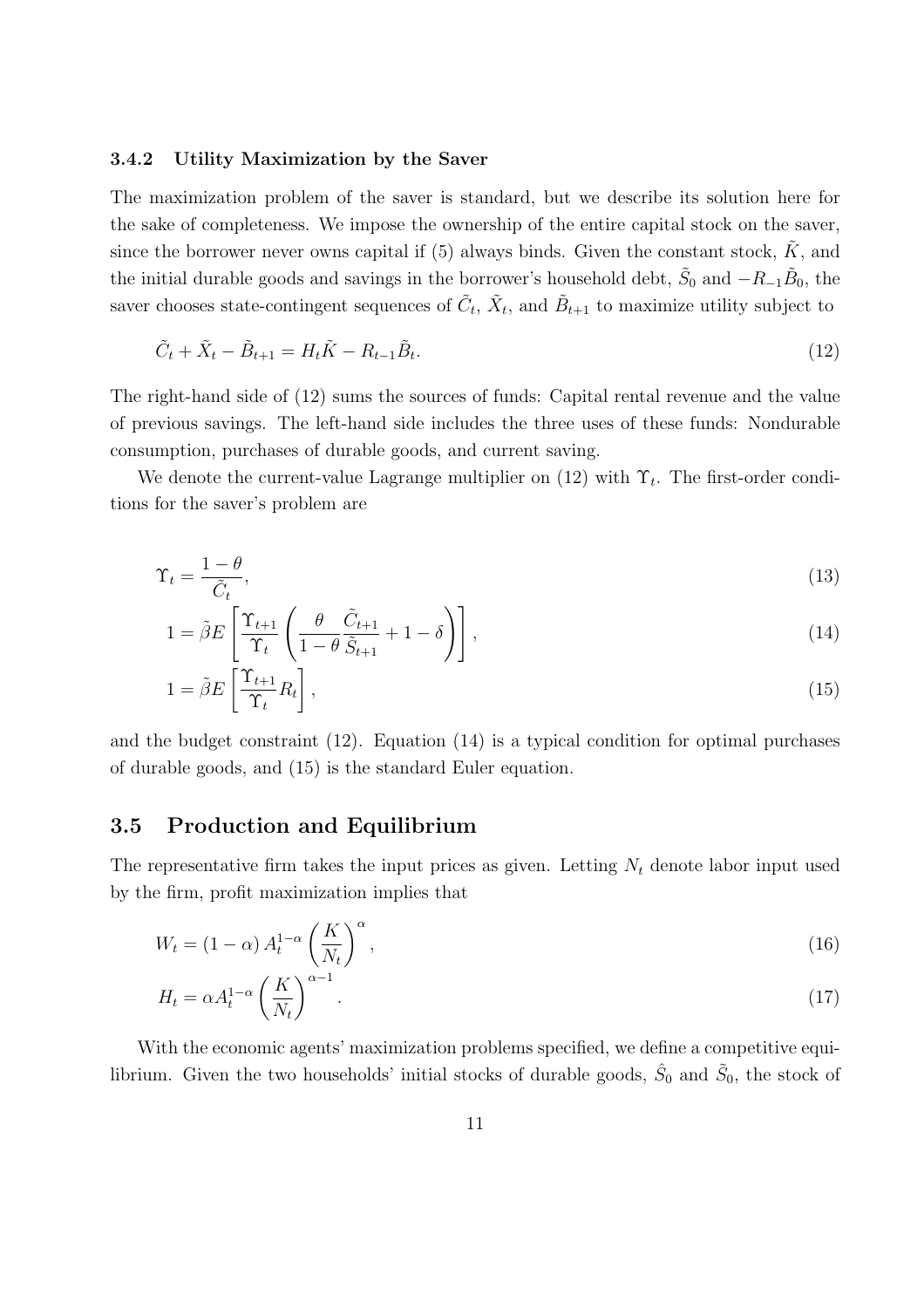### 3.4.2 Utility Maximization by the Saver

The maximization problem of the saver is standard, but we describe its solution here for the sake of completeness. We impose the ownership of the entire capital stock on the saver, since the borrower never owns capital if (5) always binds. Given the constant stock, $\tilde{K}$, and the initial durable goods and savings in the borrower's household debt, $\tilde{S}_0$ and $-R_{-1}\tilde{B}_0$, the saver chooses state-contingent sequences of $\tilde{C}_t$, $\tilde{X}_t$, and $\tilde{B}_{t+1}$ to maximize utility subject to

$$\tilde{C}_t + \tilde{X}_t - \tilde{B}_{t+1} = H_t\tilde{K} - R_{t-1}\tilde{B}_t. \tag{12}$$

The right-hand side of (12) sums the sources of funds: Capital rental revenue and the value of previous savings. The left-hand side includes the three uses of these funds: Nondurable consumption, purchases of durable goods, and current saving.

We denote the current-value Lagrange multiplier on (12) with $\Upsilon_t$. The first-order conditions for the saver's problem are

$$\Upsilon_t = \frac{1-\theta}{\tilde{C}_t}, \tag{13}$$

$$1 = \tilde{\beta}E\left[\frac{\Upsilon_{t+1}}{\Upsilon_t}\left(\frac{\theta}{1-\theta}\frac{\tilde{C}_{t+1}}{\tilde{S}_{t+1}} + 1 - \delta\right)\right], \tag{14}$$

$$1 = \tilde{\beta}E\left[\frac{\Upsilon_{t+1}}{\Upsilon_t}R_t\right], \tag{15}$$

and the budget constraint (12). Equation (14) is a typical condition for optimal purchases of durable goods, and (15) is the standard Euler equation.

## 3.5 Production and Equilibrium

The representative firm takes the input prices as given. Letting $N_t$ denote labor input used by the firm, profit maximization implies that

$$W_t = (1-\alpha)\,A_t^{1-\alpha}\left(\frac{K}{N_t}\right)^{\alpha}, \tag{16}$$

$$H_t = \alpha A_t^{1-\alpha}\left(\frac{K}{N_t}\right)^{\alpha-1}. \tag{17}$$

With the economic agents' maximization problems specified, we define a competitive equilibrium. Given the two households' initial stocks of durable goods, $\hat{S}_0$ and $\tilde{S}_0$, the stock of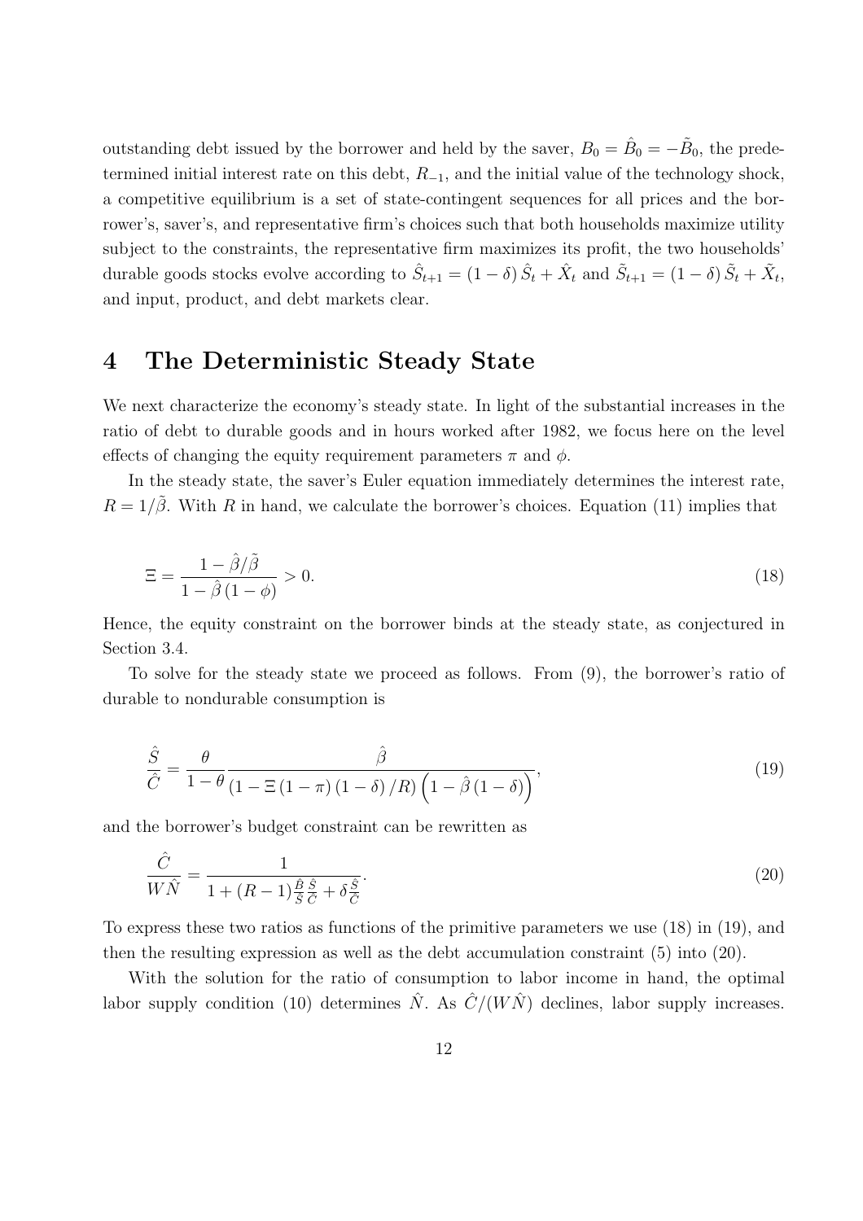outstanding debt issued by the borrower and held by the saver, $B_0 = \hat{B}_0 = -\tilde{B}_0$, the predetermined initial interest rate on this debt, $R_{-1}$, and the initial value of the technology shock, a competitive equilibrium is a set of state-contingent sequences for all prices and the borrower's, saver's, and representative firm's choices such that both households maximize utility subject to the constraints, the representative firm maximizes its profit, the two households' durable goods stocks evolve according to $\hat{S}_{t+1} = (1-\delta)\,\hat{S}_t + \hat{X}_t$ and $\tilde{S}_{t+1} = (1-\delta)\,\tilde{S}_t + \tilde{X}_t$, and input, product, and debt markets clear.

# 4 The Deterministic Steady State

We next characterize the economy's steady state. In light of the substantial increases in the ratio of debt to durable goods and in hours worked after 1982, we focus here on the level effects of changing the equity requirement parameters $\pi$ and $\phi$.

In the steady state, the saver's Euler equation immediately determines the interest rate, $R = 1/\tilde{\beta}$. With $R$ in hand, we calculate the borrower's choices. Equation (11) implies that

$$\Xi = \frac{1 - \hat{\beta}/\tilde{\beta}}{1 - \hat{\beta}\,(1-\phi)} > 0. \tag{18}$$

Hence, the equity constraint on the borrower binds at the steady state, as conjectured in Section 3.4.

To solve for the steady state we proceed as follows. From (9), the borrower's ratio of durable to nondurable consumption is

$$\frac{\hat{S}}{\hat{C}} = \frac{\theta}{1-\theta}\frac{\hat{\beta}}{\left(1 - \Xi\,(1-\pi)\,(1-\delta)\,/R\right)\left(1 - \hat{\beta}\,(1-\delta)\right)}, \tag{19}$$

and the borrower's budget constraint can be rewritten as

$$\frac{\hat{C}}{W\hat{N}} = \frac{1}{1 + (R-1)\frac{\hat{B}}{\hat{S}}\frac{\hat{S}}{\hat{C}} + \delta\frac{\hat{S}}{\hat{C}}}. \tag{20}$$

To express these two ratios as functions of the primitive parameters we use (18) in (19), and then the resulting expression as well as the debt accumulation constraint (5) into (20).

With the solution for the ratio of consumption to labor income in hand, the optimal labor supply condition (10) determines $\hat{N}$. As $\hat{C}/(W\hat{N})$ declines, labor supply increases.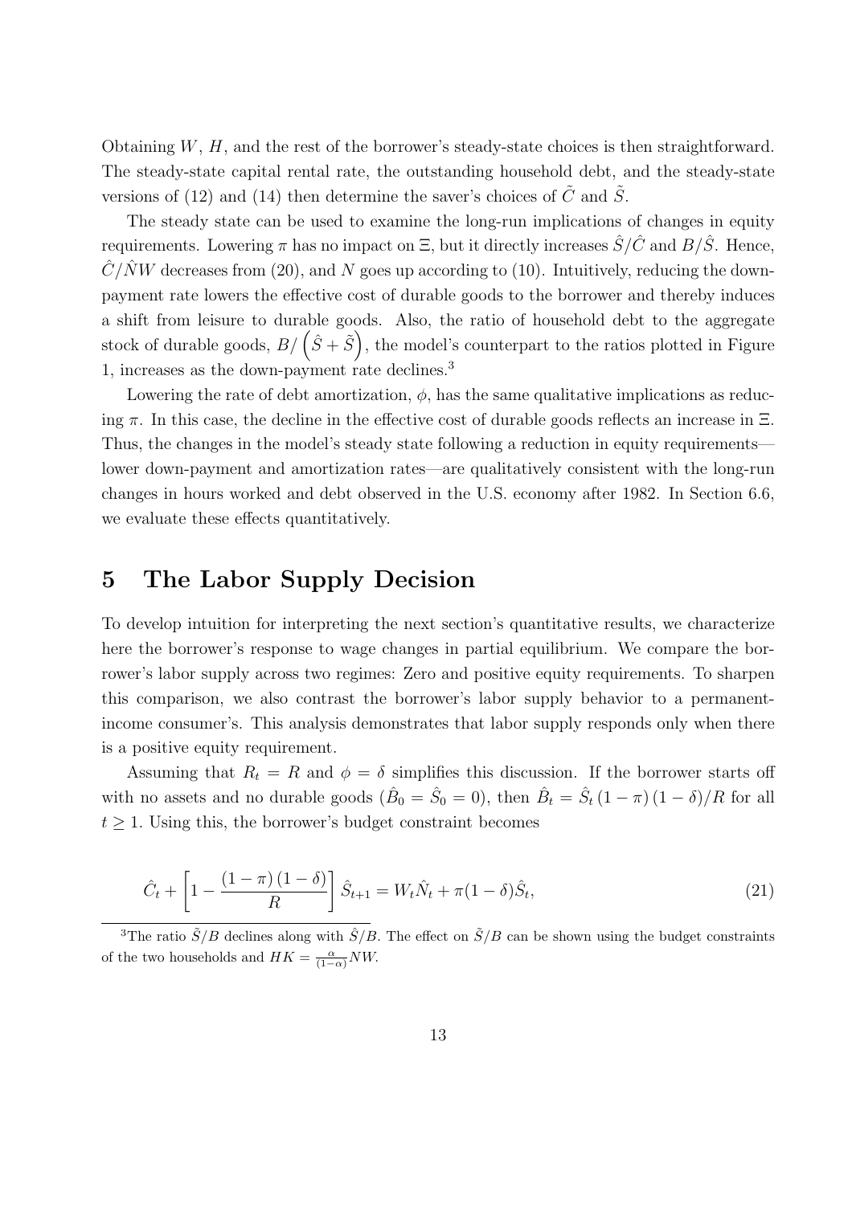Obtaining $W$, $H$, and the rest of the borrower's steady-state choices is then straightforward. The steady-state capital rental rate, the outstanding household debt, and the steady-state versions of (12) and (14) then determine the saver's choices of $\tilde{C}$ and $\tilde{S}$.

The steady state can be used to examine the long-run implications of changes in equity requirements. Lowering $\pi$ has no impact on $\Xi$, but it directly increases $\hat{S}/\hat{C}$ and $B/\hat{S}$. Hence, $\hat{C}/\hat{N}W$ decreases from (20), and $N$ goes up according to (10). Intuitively, reducing the down-payment rate lowers the effective cost of durable goods to the borrower and thereby induces a shift from leisure to durable goods. Also, the ratio of household debt to the aggregate stock of durable goods, $B/\left(\hat{S}+\tilde{S}\right)$, the model's counterpart to the ratios plotted in Figure 1, increases as the down-payment rate declines.[3]

Lowering the rate of debt amortization, $\phi$, has the same qualitative implications as reducing $\pi$. In this case, the decline in the effective cost of durable goods reflects an increase in $\Xi$. Thus, the changes in the model's steady state following a reduction in equity requirements—lower down-payment and amortization rates—are qualitatively consistent with the long-run changes in hours worked and debt observed in the U.S. economy after 1982. In Section 6.6, we evaluate these effects quantitatively.

## 5 The Labor Supply Decision

To develop intuition for interpreting the next section's quantitative results, we characterize here the borrower's response to wage changes in partial equilibrium. We compare the borrower's labor supply across two regimes: Zero and positive equity requirements. To sharpen this comparison, we also contrast the borrower's labor supply behavior to a permanent-income consumer's. This analysis demonstrates that labor supply responds only when there is a positive equity requirement.

Assuming that $R_t = R$ and $\phi = \delta$ simplifies this discussion. If the borrower starts off with no assets and no durable goods ($\hat{B}_0 = \hat{S}_0 = 0$), then $\hat{B}_t = \hat{S}_t\left(1-\pi\right)\left(1-\delta\right)/R$ for all $t \geq 1$. Using this, the borrower's budget constraint becomes

$$\hat{C}_t + \left[1 - \frac{\left(1-\pi\right)\left(1-\delta\right)}{R}\right]\hat{S}_{t+1} = W_t\hat{N}_t + \pi(1-\delta)\hat{S}_t, \tag{21}$$

[3] The ratio $\tilde{S}/B$ declines along with $\hat{S}/B$. The effect on $\tilde{S}/B$ can be shown using the budget constraints of the two households and $HK = \frac{\alpha}{(1-\alpha)}NW$.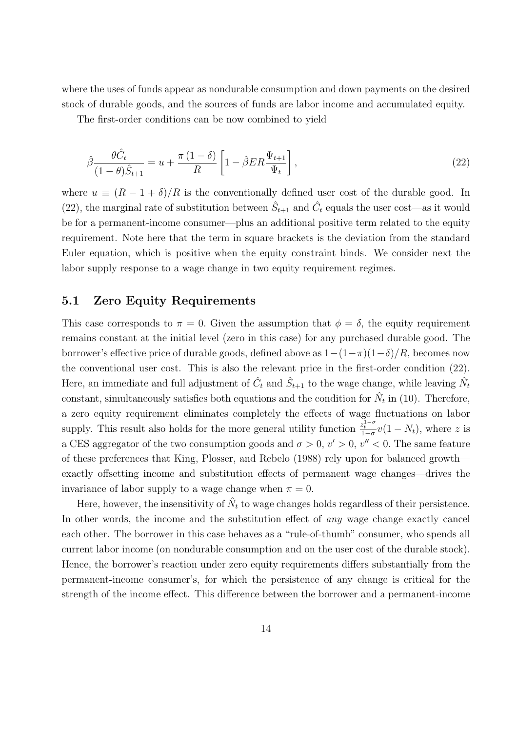where the uses of funds appear as nondurable consumption and down payments on the desired stock of durable goods, and the sources of funds are labor income and accumulated equity.

The first-order conditions can be now combined to yield

$$\hat{\beta}\frac{\theta\hat{C}_t}{(1-\theta)\hat{S}_{t+1}} = u + \frac{\pi\,(1-\delta)}{R}\left[1 - \hat{\beta}ER\frac{\Psi_{t+1}}{\Psi_t}\right], \tag{22}$$

where $u \equiv (R-1+\delta)/R$ is the conventionally defined user cost of the durable good. In (22), the marginal rate of substitution between $\hat{S}_{t+1}$ and $\hat{C}_t$ equals the user cost—as it would be for a permanent-income consumer—plus an additional positive term related to the equity requirement. Note here that the term in square brackets is the deviation from the standard Euler equation, which is positive when the equity constraint binds. We consider next the labor supply response to a wage change in two equity requirement regimes.

## 5.1 Zero Equity Requirements

This case corresponds to $\pi = 0$. Given the assumption that $\phi = \delta$, the equity requirement remains constant at the initial level (zero in this case) for any purchased durable good. The borrower's effective price of durable goods, defined above as $1-(1-\pi)(1-\delta)/R$, becomes now the conventional user cost. This is also the relevant price in the first-order condition (22). Here, an immediate and full adjustment of $\hat{C}_t$ and $\hat{S}_{t+1}$ to the wage change, while leaving $\hat{N}_t$ constant, simultaneously satisfies both equations and the condition for $\hat{N}_t$ in (10). Therefore, a zero equity requirement eliminates completely the effects of wage fluctuations on labor supply. This result also holds for the more general utility function $\frac{z_t^{1-\sigma}}{1-\sigma}v(1-N_t)$, where $z$ is a CES aggregator of the two consumption goods and $\sigma > 0$, $v' > 0$, $v'' < 0$. The same feature of these preferences that King, Plosser, and Rebelo (1988) rely upon for balanced growth—exactly offsetting income and substitution effects of permanent wage changes—drives the invariance of labor supply to a wage change when $\pi = 0$.

Here, however, the insensitivity of $\hat{N}_t$ to wage changes holds regardless of their persistence. In other words, the income and the substitution effect of *any* wage change exactly cancel each other. The borrower in this case behaves as a "rule-of-thumb" consumer, who spends all current labor income (on nondurable consumption and on the user cost of the durable stock). Hence, the borrower's reaction under zero equity requirements differs substantially from the permanent-income consumer's, for which the persistence of any change is critical for the strength of the income effect. This difference between the borrower and a permanent-income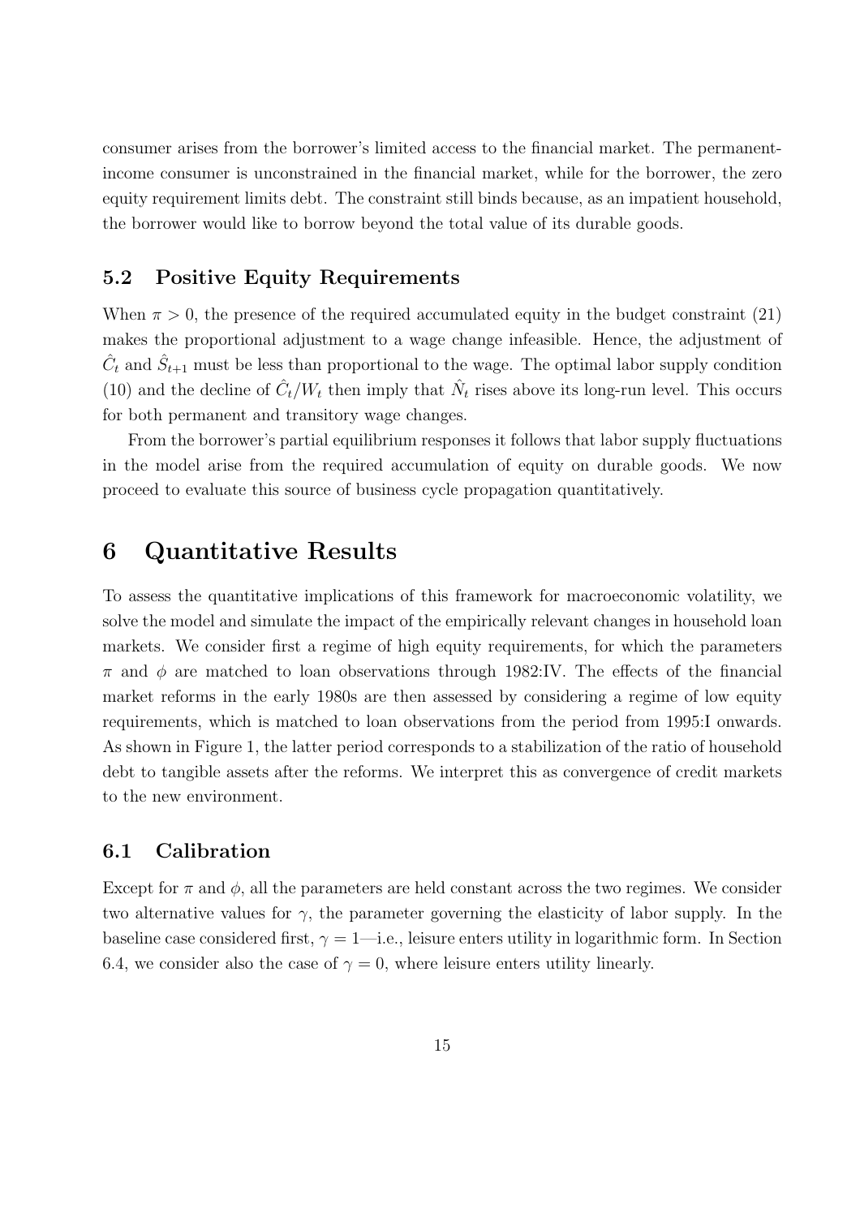consumer arises from the borrower's limited access to the financial market. The permanent-income consumer is unconstrained in the financial market, while for the borrower, the zero equity requirement limits debt. The constraint still binds because, as an impatient household, the borrower would like to borrow beyond the total value of its durable goods.

### 5.2 Positive Equity Requirements

When $\pi > 0$, the presence of the required accumulated equity in the budget constraint (21) makes the proportional adjustment to a wage change infeasible. Hence, the adjustment of $\hat{C}_t$ and $\hat{S}_{t+1}$ must be less than proportional to the wage. The optimal labor supply condition (10) and the decline of $\hat{C}_t/W_t$ then imply that $\hat{N}_t$ rises above its long-run level. This occurs for both permanent and transitory wage changes.

From the borrower's partial equilibrium responses it follows that labor supply fluctuations in the model arise from the required accumulation of equity on durable goods. We now proceed to evaluate this source of business cycle propagation quantitatively.

## 6 Quantitative Results

To assess the quantitative implications of this framework for macroeconomic volatility, we solve the model and simulate the impact of the empirically relevant changes in household loan markets. We consider first a regime of high equity requirements, for which the parameters $\pi$ and $\phi$ are matched to loan observations through 1982:IV. The effects of the financial market reforms in the early 1980s are then assessed by considering a regime of low equity requirements, which is matched to loan observations from the period from 1995:I onwards. As shown in Figure 1, the latter period corresponds to a stabilization of the ratio of household debt to tangible assets after the reforms. We interpret this as convergence of credit markets to the new environment.

### 6.1 Calibration

Except for $\pi$ and $\phi$, all the parameters are held constant across the two regimes. We consider two alternative values for $\gamma$, the parameter governing the elasticity of labor supply. In the baseline case considered first, $\gamma = 1$—i.e., leisure enters utility in logarithmic form. In Section 6.4, we consider also the case of $\gamma = 0$, where leisure enters utility linearly.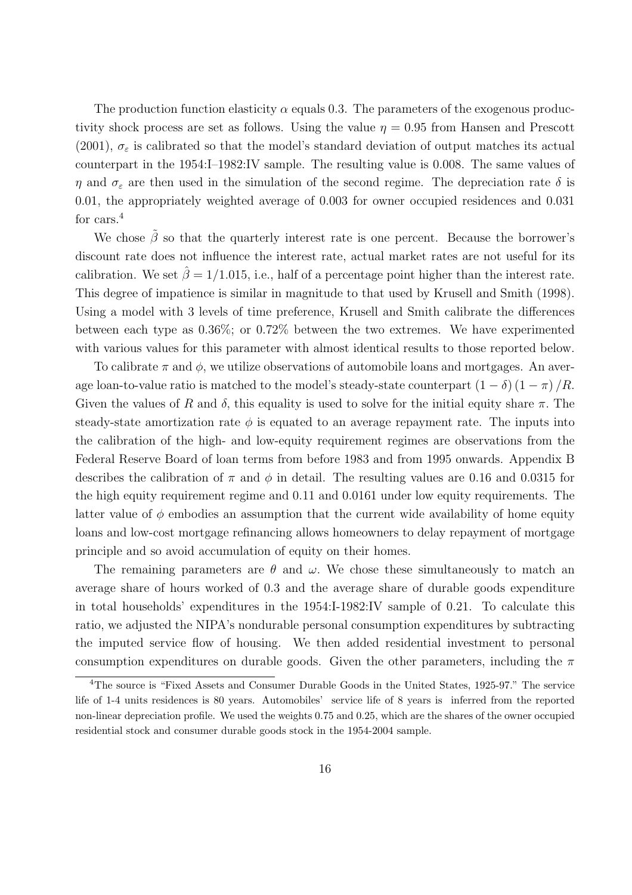The production function elasticity $\alpha$ equals 0.3. The parameters of the exogenous productivity shock process are set as follows. Using the value $\eta = 0.95$ from Hansen and Prescott (2001), $\sigma_\varepsilon$ is calibrated so that the model's standard deviation of output matches its actual counterpart in the 1954:I–1982:IV sample. The resulting value is 0.008. The same values of $\eta$ and $\sigma_\varepsilon$ are then used in the simulation of the second regime. The depreciation rate $\delta$ is 0.01, the appropriately weighted average of 0.003 for owner occupied residences and 0.031 for cars.[4]

We chose $\tilde{\beta}$ so that the quarterly interest rate is one percent. Because the borrower's discount rate does not influence the interest rate, actual market rates are not useful for its calibration. We set $\hat{\beta} = 1/1.015$, i.e., half of a percentage point higher than the interest rate. This degree of impatience is similar in magnitude to that used by Krusell and Smith (1998). Using a model with 3 levels of time preference, Krusell and Smith calibrate the differences between each type as 0.36%; or 0.72% between the two extremes. We have experimented with various values for this parameter with almost identical results to those reported below.

To calibrate $\pi$ and $\phi$, we utilize observations of automobile loans and mortgages. An average loan-to-value ratio is matched to the model's steady-state counterpart $(1 - \delta)(1 - \pi)/R$. Given the values of $R$ and $\delta$, this equality is used to solve for the initial equity share $\pi$. The steady-state amortization rate $\phi$ is equated to an average repayment rate. The inputs into the calibration of the high- and low-equity requirement regimes are observations from the Federal Reserve Board of loan terms from before 1983 and from 1995 onwards. Appendix B describes the calibration of $\pi$ and $\phi$ in detail. The resulting values are 0.16 and 0.0315 for the high equity requirement regime and 0.11 and 0.0161 under low equity requirements. The latter value of $\phi$ embodies an assumption that the current wide availability of home equity loans and low-cost mortgage refinancing allows homeowners to delay repayment of mortgage principle and so avoid accumulation of equity on their homes.

The remaining parameters are $\theta$ and $\omega$. We chose these simultaneously to match an average share of hours worked of 0.3 and the average share of durable goods expenditure in total households' expenditures in the 1954:I-1982:IV sample of 0.21. To calculate this ratio, we adjusted the NIPA's nondurable personal consumption expenditures by subtracting the imputed service flow of housing. We then added residential investment to personal consumption expenditures on durable goods. Given the other parameters, including the $\pi$

[4] The source is "Fixed Assets and Consumer Durable Goods in the United States, 1925-97." The service life of 1-4 units residences is 80 years. Automobiles' service life of 8 years is inferred from the reported non-linear depreciation profile. We used the weights 0.75 and 0.25, which are the shares of the owner occupied residential stock and consumer durable goods stock in the 1954-2004 sample.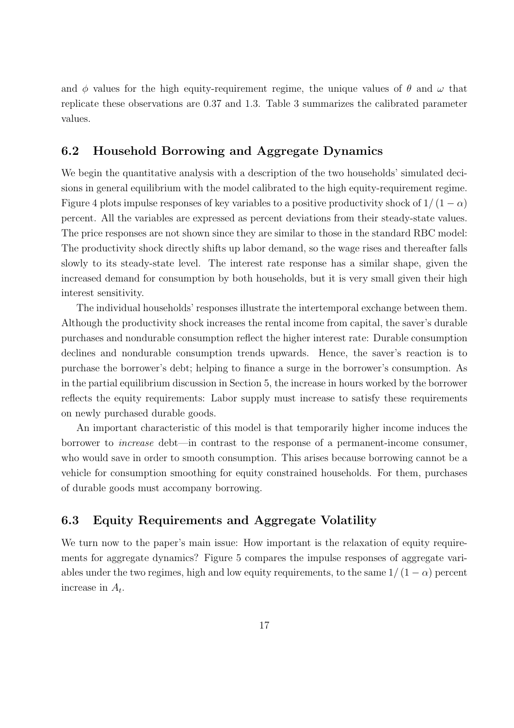and $\phi$ values for the high equity-requirement regime, the unique values of $\theta$ and $\omega$ that replicate these observations are 0.37 and 1.3. Table 3 summarizes the calibrated parameter values.

## 6.2 Household Borrowing and Aggregate Dynamics

We begin the quantitative analysis with a description of the two households' simulated decisions in general equilibrium with the model calibrated to the high equity-requirement regime. Figure 4 plots impulse responses of key variables to a positive productivity shock of $1/(1-\alpha)$ percent. All the variables are expressed as percent deviations from their steady-state values. The price responses are not shown since they are similar to those in the standard RBC model: The productivity shock directly shifts up labor demand, so the wage rises and thereafter falls slowly to its steady-state level. The interest rate response has a similar shape, given the increased demand for consumption by both households, but it is very small given their high interest sensitivity.

The individual households' responses illustrate the intertemporal exchange between them. Although the productivity shock increases the rental income from capital, the saver's durable purchases and nondurable consumption reflect the higher interest rate: Durable consumption declines and nondurable consumption trends upwards. Hence, the saver's reaction is to purchase the borrower's debt; helping to finance a surge in the borrower's consumption. As in the partial equilibrium discussion in Section 5, the increase in hours worked by the borrower reflects the equity requirements: Labor supply must increase to satisfy these requirements on newly purchased durable goods.

An important characteristic of this model is that temporarily higher income induces the borrower to *increase* debt—in contrast to the response of a permanent-income consumer, who would save in order to smooth consumption. This arises because borrowing cannot be a vehicle for consumption smoothing for equity constrained households. For them, purchases of durable goods must accompany borrowing.

## 6.3 Equity Requirements and Aggregate Volatility

We turn now to the paper's main issue: How important is the relaxation of equity requirements for aggregate dynamics? Figure 5 compares the impulse responses of aggregate variables under the two regimes, high and low equity requirements, to the same $1/(1-\alpha)$ percent increase in $A_t$.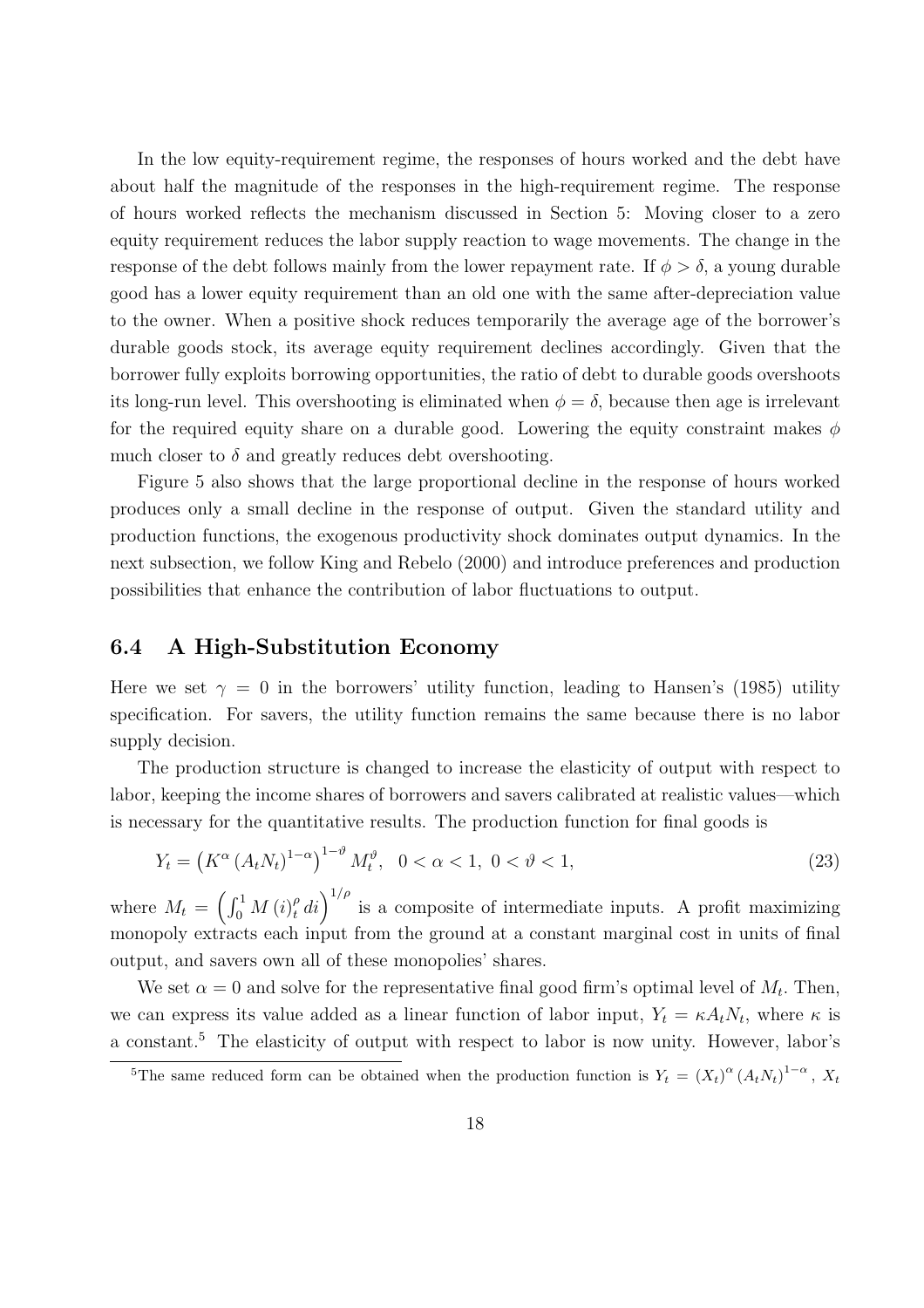In the low equity-requirement regime, the responses of hours worked and the debt have about half the magnitude of the responses in the high-requirement regime. The response of hours worked reflects the mechanism discussed in Section 5: Moving closer to a zero equity requirement reduces the labor supply reaction to wage movements. The change in the response of the debt follows mainly from the lower repayment rate. If $\phi > \delta$, a young durable good has a lower equity requirement than an old one with the same after-depreciation value to the owner. When a positive shock reduces temporarily the average age of the borrower's durable goods stock, its average equity requirement declines accordingly. Given that the borrower fully exploits borrowing opportunities, the ratio of debt to durable goods overshoots its long-run level. This overshooting is eliminated when $\phi = \delta$, because then age is irrelevant for the required equity share on a durable good. Lowering the equity constraint makes $\phi$ much closer to $\delta$ and greatly reduces debt overshooting.

Figure 5 also shows that the large proportional decline in the response of hours worked produces only a small decline in the response of output. Given the standard utility and production functions, the exogenous productivity shock dominates output dynamics. In the next subsection, we follow King and Rebelo (2000) and introduce preferences and production possibilities that enhance the contribution of labor fluctuations to output.

## 6.4 A High-Substitution Economy

Here we set $\gamma = 0$ in the borrowers' utility function, leading to Hansen's (1985) utility specification. For savers, the utility function remains the same because there is no labor supply decision.

The production structure is changed to increase the elasticity of output with respect to labor, keeping the income shares of borrowers and savers calibrated at realistic values—which is necessary for the quantitative results. The production function for final goods is

$$Y_t = \left(K^{\alpha}\left(A_t N_t\right)^{1-\alpha}\right)^{1-\vartheta} M_t^{\vartheta}, \quad 0 < \alpha < 1,\ 0 < \vartheta < 1, \tag{23}$$

where $M_t = \left(\int_0^1 M\left(i\right)_t^{\rho} di\right)^{1/\rho}$ is a composite of intermediate inputs. A profit maximizing monopoly extracts each input from the ground at a constant marginal cost in units of final output, and savers own all of these monopolies' shares.

We set $\alpha = 0$ and solve for the representative final good firm's optimal level of $M_t$. Then, we can express its value added as a linear function of labor input, $Y_t = \kappa A_t N_t$, where $\kappa$ is a constant.[5] The elasticity of output with respect to labor is now unity. However, labor's

[5] The same reduced form can be obtained when the production function is $Y_t = \left(X_t\right)^{\alpha}\left(A_t N_t\right)^{1-\alpha}$, $X_t$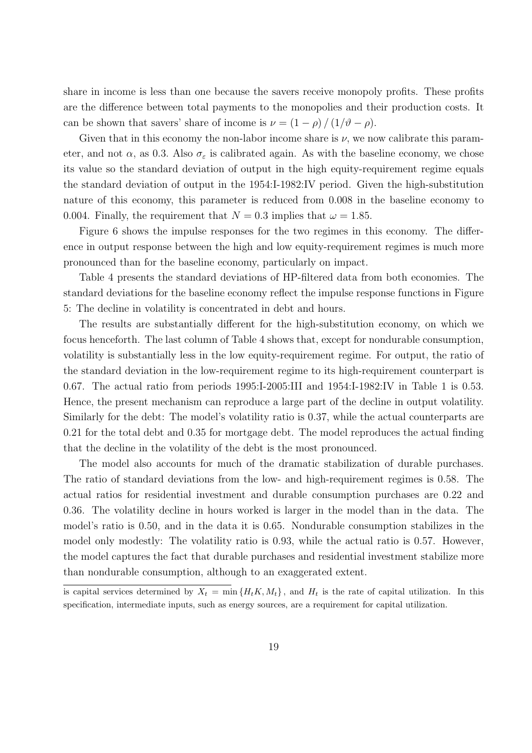share in income is less than one because the savers receive monopoly profits. These profits are the difference between total payments to the monopolies and their production costs. It can be shown that savers' share of income is $\nu = (1 - \rho) / (1/\vartheta - \rho)$.

Given that in this economy the non-labor income share is $\nu$, we now calibrate this parameter, and not $\alpha$, as 0.3. Also $\sigma_\varepsilon$ is calibrated again. As with the baseline economy, we chose its value so the standard deviation of output in the high equity-requirement regime equals the standard deviation of output in the 1954:I-1982:IV period. Given the high-substitution nature of this economy, this parameter is reduced from 0.008 in the baseline economy to 0.004. Finally, the requirement that $N = 0.3$ implies that $\omega = 1.85$.

Figure 6 shows the impulse responses for the two regimes in this economy. The difference in output response between the high and low equity-requirement regimes is much more pronounced than for the baseline economy, particularly on impact.

Table 4 presents the standard deviations of HP-filtered data from both economies. The standard deviations for the baseline economy reflect the impulse response functions in Figure 5: The decline in volatility is concentrated in debt and hours.

The results are substantially different for the high-substitution economy, on which we focus henceforth. The last column of Table 4 shows that, except for nondurable consumption, volatility is substantially less in the low equity-requirement regime. For output, the ratio of the standard deviation in the low-requirement regime to its high-requirement counterpart is 0.67. The actual ratio from periods 1995:I-2005:III and 1954:I-1982:IV in Table 1 is 0.53. Hence, the present mechanism can reproduce a large part of the decline in output volatility. Similarly for the debt: The model's volatility ratio is 0.37, while the actual counterparts are 0.21 for the total debt and 0.35 for mortgage debt. The model reproduces the actual finding that the decline in the volatility of the debt is the most pronounced.

The model also accounts for much of the dramatic stabilization of durable purchases. The ratio of standard deviations from the low- and high-requirement regimes is 0.58. The actual ratios for residential investment and durable consumption purchases are 0.22 and 0.36. The volatility decline in hours worked is larger in the model than in the data. The model's ratio is 0.50, and in the data it is 0.65. Nondurable consumption stabilizes in the model only modestly: The volatility ratio is 0.93, while the actual ratio is 0.57. However, the model captures the fact that durable purchases and residential investment stabilize more than nondurable consumption, although to an exaggerated extent.

is capital services determined by $X_t = \min\{H_t K, M_t\}$, and $H_t$ is the rate of capital utilization. In this specification, intermediate inputs, such as energy sources, are a requirement for capital utilization.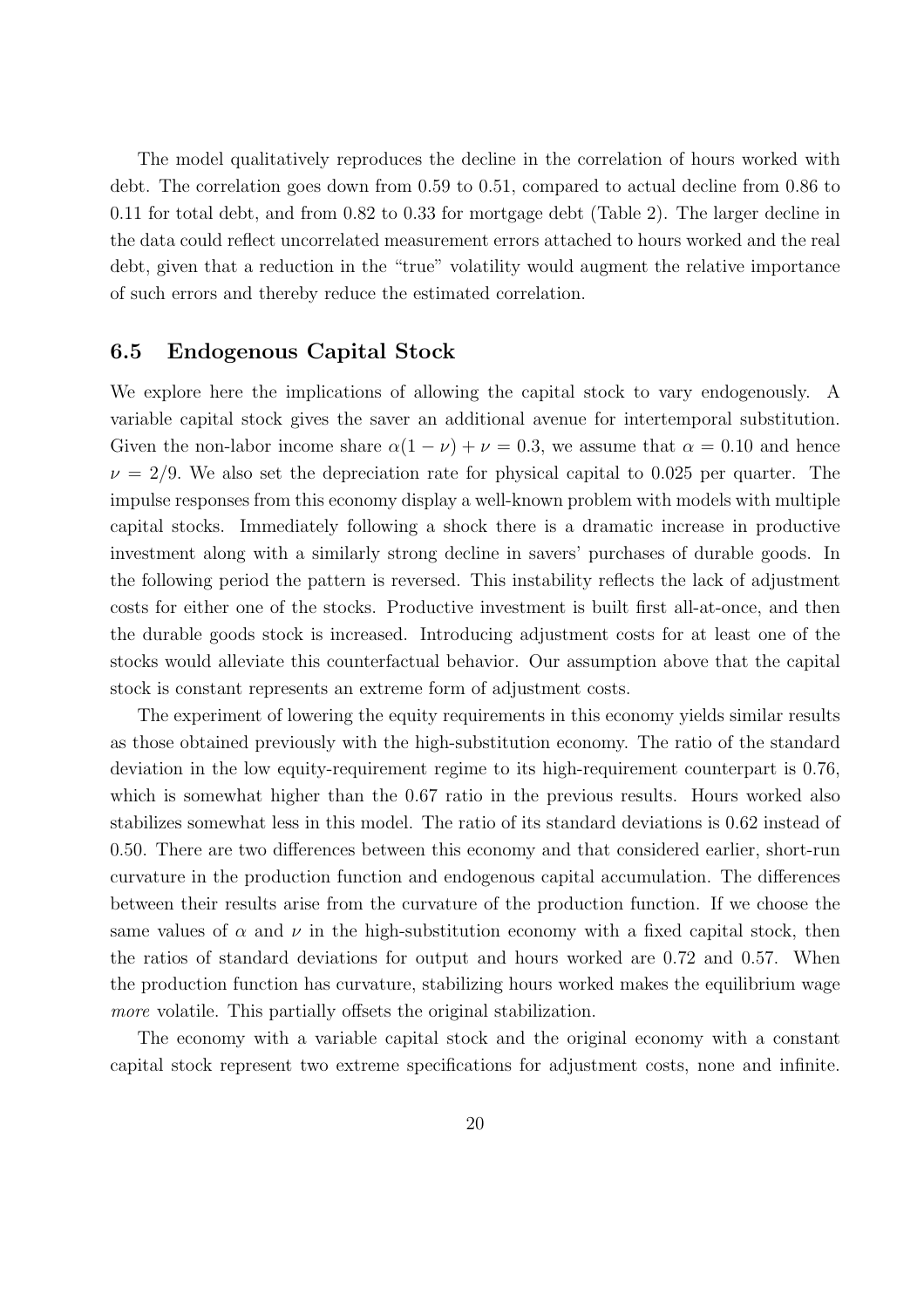The model qualitatively reproduces the decline in the correlation of hours worked with debt. The correlation goes down from 0.59 to 0.51, compared to actual decline from 0.86 to 0.11 for total debt, and from 0.82 to 0.33 for mortgage debt (Table 2). The larger decline in the data could reflect uncorrelated measurement errors attached to hours worked and the real debt, given that a reduction in the "true" volatility would augment the relative importance of such errors and thereby reduce the estimated correlation.

### 6.5 Endogenous Capital Stock

We explore here the implications of allowing the capital stock to vary endogenously. A variable capital stock gives the saver an additional avenue for intertemporal substitution. Given the non-labor income share $\alpha(1-\nu)+\nu = 0.3$, we assume that $\alpha = 0.10$ and hence $\nu = 2/9$. We also set the depreciation rate for physical capital to 0.025 per quarter. The impulse responses from this economy display a well-known problem with models with multiple capital stocks. Immediately following a shock there is a dramatic increase in productive investment along with a similarly strong decline in savers' purchases of durable goods. In the following period the pattern is reversed. This instability reflects the lack of adjustment costs for either one of the stocks. Productive investment is built first all-at-once, and then the durable goods stock is increased. Introducing adjustment costs for at least one of the stocks would alleviate this counterfactual behavior. Our assumption above that the capital stock is constant represents an extreme form of adjustment costs.

The experiment of lowering the equity requirements in this economy yields similar results as those obtained previously with the high-substitution economy. The ratio of the standard deviation in the low equity-requirement regime to its high-requirement counterpart is 0.76, which is somewhat higher than the 0.67 ratio in the previous results. Hours worked also stabilizes somewhat less in this model. The ratio of its standard deviations is 0.62 instead of 0.50. There are two differences between this economy and that considered earlier, short-run curvature in the production function and endogenous capital accumulation. The differences between their results arise from the curvature of the production function. If we choose the same values of $\alpha$ and $\nu$ in the high-substitution economy with a fixed capital stock, then the ratios of standard deviations for output and hours worked are 0.72 and 0.57. When the production function has curvature, stabilizing hours worked makes the equilibrium wage *more* volatile. This partially offsets the original stabilization.

The economy with a variable capital stock and the original economy with a constant capital stock represent two extreme specifications for adjustment costs, none and infinite.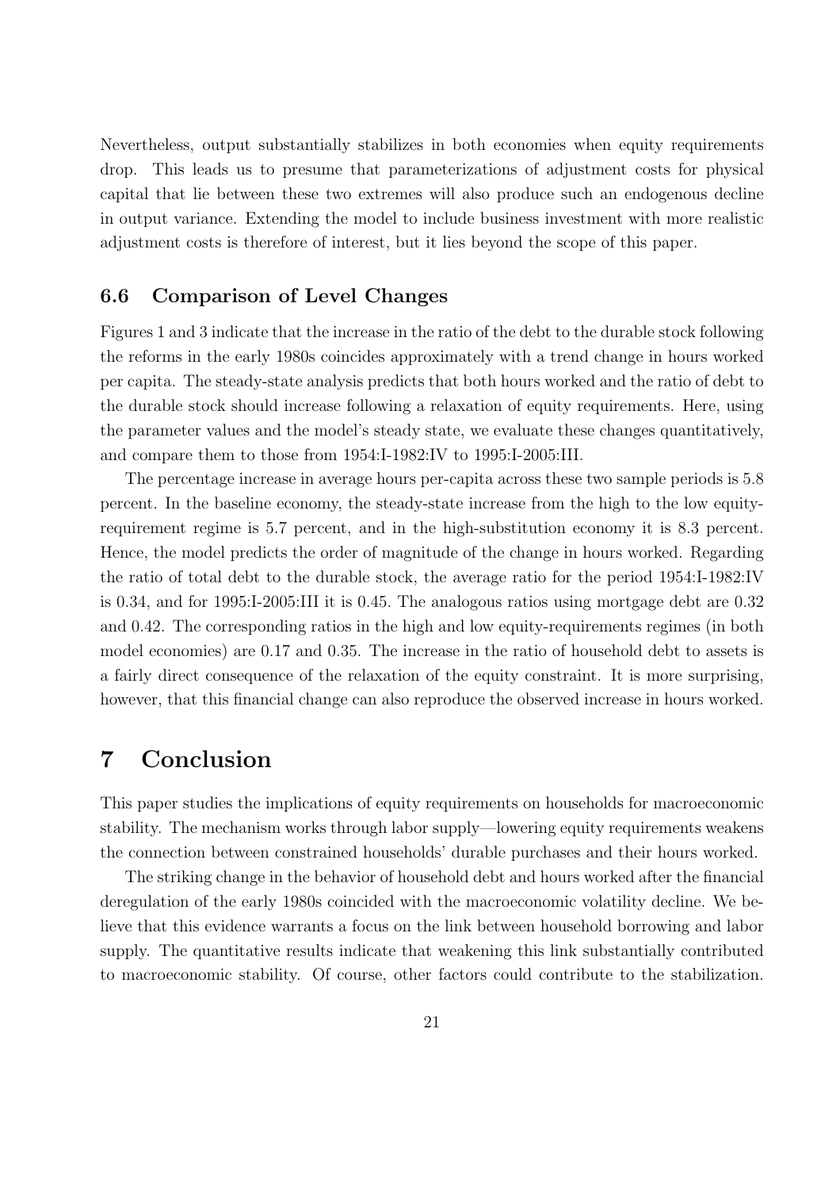Nevertheless, output substantially stabilizes in both economies when equity requirements drop. This leads us to presume that parameterizations of adjustment costs for physical capital that lie between these two extremes will also produce such an endogenous decline in output variance. Extending the model to include business investment with more realistic adjustment costs is therefore of interest, but it lies beyond the scope of this paper.

### 6.6 Comparison of Level Changes

Figures 1 and 3 indicate that the increase in the ratio of the debt to the durable stock following the reforms in the early 1980s coincides approximately with a trend change in hours worked per capita. The steady-state analysis predicts that both hours worked and the ratio of debt to the durable stock should increase following a relaxation of equity requirements. Here, using the parameter values and the model's steady state, we evaluate these changes quantitatively, and compare them to those from 1954:I-1982:IV to 1995:I-2005:III.

The percentage increase in average hours per-capita across these two sample periods is 5.8 percent. In the baseline economy, the steady-state increase from the high to the low equity-requirement regime is 5.7 percent, and in the high-substitution economy it is 8.3 percent. Hence, the model predicts the order of magnitude of the change in hours worked. Regarding the ratio of total debt to the durable stock, the average ratio for the period 1954:I-1982:IV is 0.34, and for 1995:I-2005:III it is 0.45. The analogous ratios using mortgage debt are 0.32 and 0.42. The corresponding ratios in the high and low equity-requirements regimes (in both model economies) are 0.17 and 0.35. The increase in the ratio of household debt to assets is a fairly direct consequence of the relaxation of the equity constraint. It is more surprising, however, that this financial change can also reproduce the observed increase in hours worked.

## 7 Conclusion

This paper studies the implications of equity requirements on households for macroeconomic stability. The mechanism works through labor supply—lowering equity requirements weakens the connection between constrained households' durable purchases and their hours worked.

The striking change in the behavior of household debt and hours worked after the financial deregulation of the early 1980s coincided with the macroeconomic volatility decline. We believe that this evidence warrants a focus on the link between household borrowing and labor supply. The quantitative results indicate that weakening this link substantially contributed to macroeconomic stability. Of course, other factors could contribute to the stabilization.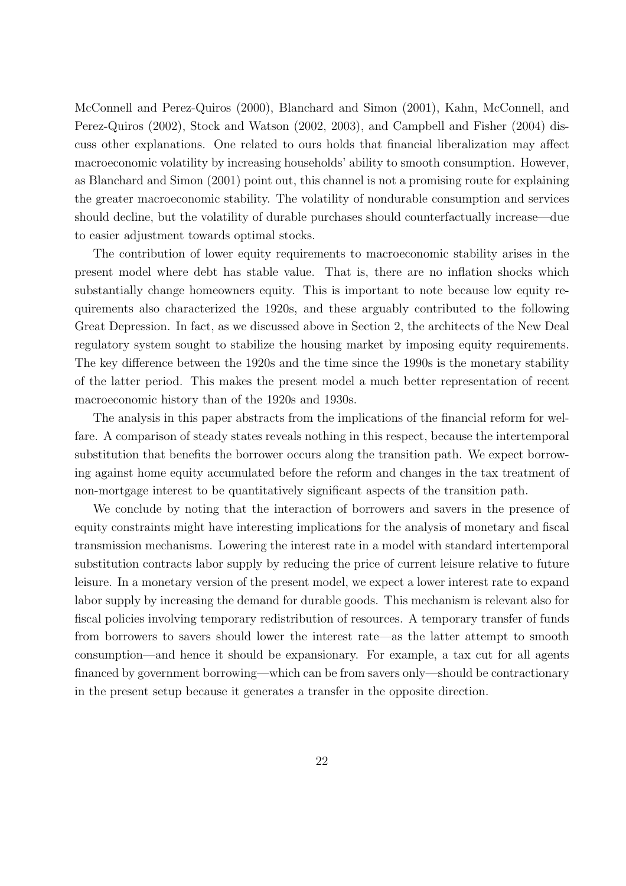McConnell and Perez-Quiros (2000), Blanchard and Simon (2001), Kahn, McConnell, and Perez-Quiros (2002), Stock and Watson (2002, 2003), and Campbell and Fisher (2004) discuss other explanations. One related to ours holds that financial liberalization may affect macroeconomic volatility by increasing households' ability to smooth consumption. However, as Blanchard and Simon (2001) point out, this channel is not a promising route for explaining the greater macroeconomic stability. The volatility of nondurable consumption and services should decline, but the volatility of durable purchases should counterfactually increase—due to easier adjustment towards optimal stocks.

The contribution of lower equity requirements to macroeconomic stability arises in the present model where debt has stable value. That is, there are no inflation shocks which substantially change homeowners equity. This is important to note because low equity requirements also characterized the 1920s, and these arguably contributed to the following Great Depression. In fact, as we discussed above in Section 2, the architects of the New Deal regulatory system sought to stabilize the housing market by imposing equity requirements. The key difference between the 1920s and the time since the 1990s is the monetary stability of the latter period. This makes the present model a much better representation of recent macroeconomic history than of the 1920s and 1930s.

The analysis in this paper abstracts from the implications of the financial reform for welfare. A comparison of steady states reveals nothing in this respect, because the intertemporal substitution that benefits the borrower occurs along the transition path. We expect borrowing against home equity accumulated before the reform and changes in the tax treatment of non-mortgage interest to be quantitatively significant aspects of the transition path.

We conclude by noting that the interaction of borrowers and savers in the presence of equity constraints might have interesting implications for the analysis of monetary and fiscal transmission mechanisms. Lowering the interest rate in a model with standard intertemporal substitution contracts labor supply by reducing the price of current leisure relative to future leisure. In a monetary version of the present model, we expect a lower interest rate to expand labor supply by increasing the demand for durable goods. This mechanism is relevant also for fiscal policies involving temporary redistribution of resources. A temporary transfer of funds from borrowers to savers should lower the interest rate—as the latter attempt to smooth consumption—and hence it should be expansionary. For example, a tax cut for all agents financed by government borrowing—which can be from savers only—should be contractionary in the present setup because it generates a transfer in the opposite direction.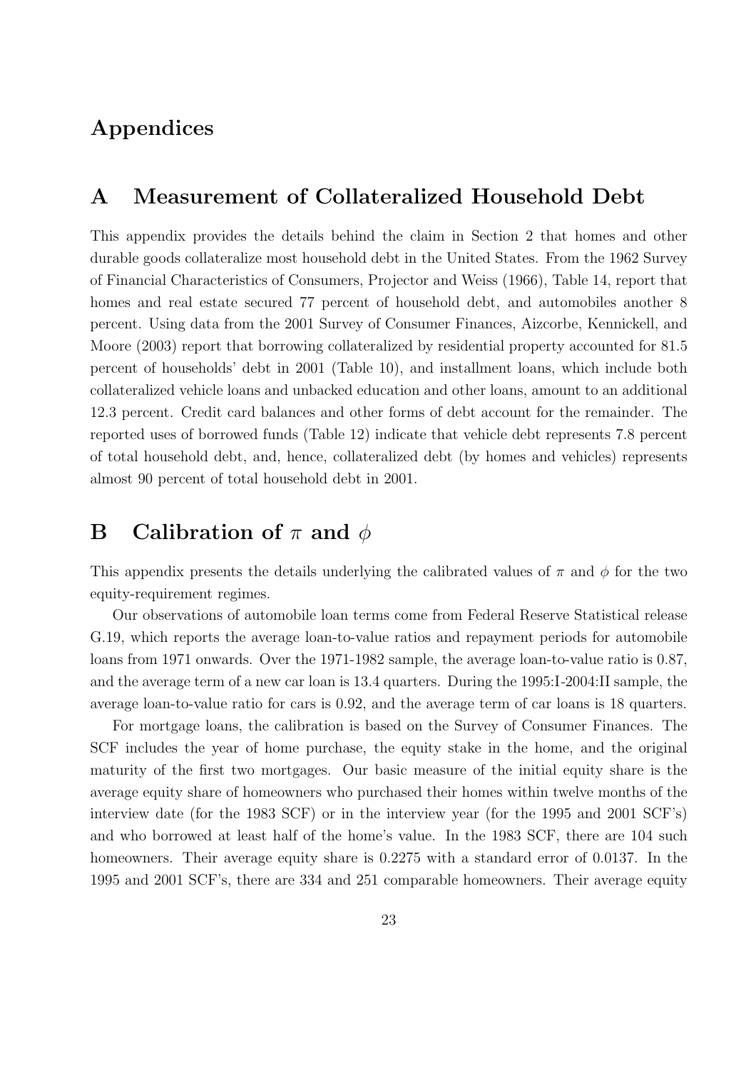# Appendices

## A Measurement of Collateralized Household Debt

This appendix provides the details behind the claim in Section 2 that homes and other durable goods collateralize most household debt in the United States. From the 1962 Survey of Financial Characteristics of Consumers, Projector and Weiss (1966), Table 14, report that homes and real estate secured 77 percent of household debt, and automobiles another 8 percent. Using data from the 2001 Survey of Consumer Finances, Aizcorbe, Kennickell, and Moore (2003) report that borrowing collateralized by residential property accounted for 81.5 percent of households' debt in 2001 (Table 10), and installment loans, which include both collateralized vehicle loans and unbacked education and other loans, amount to an additional 12.3 percent. Credit card balances and other forms of debt account for the remainder. The reported uses of borrowed funds (Table 12) indicate that vehicle debt represents 7.8 percent of total household debt, and, hence, collateralized debt (by homes and vehicles) represents almost 90 percent of total household debt in 2001.

## B Calibration of $\pi$ and $\phi$

This appendix presents the details underlying the calibrated values of $\pi$ and $\phi$ for the two equity-requirement regimes.

Our observations of automobile loan terms come from Federal Reserve Statistical release G.19, which reports the average loan-to-value ratios and repayment periods for automobile loans from 1971 onwards. Over the 1971-1982 sample, the average loan-to-value ratio is 0.87, and the average term of a new car loan is 13.4 quarters. During the 1995:I-2004:II sample, the average loan-to-value ratio for cars is 0.92, and the average term of car loans is 18 quarters.

For mortgage loans, the calibration is based on the Survey of Consumer Finances. The SCF includes the year of home purchase, the equity stake in the home, and the original maturity of the first two mortgages. Our basic measure of the initial equity share is the average equity share of homeowners who purchased their homes within twelve months of the interview date (for the 1983 SCF) or in the interview year (for the 1995 and 2001 SCF's) and who borrowed at least half of the home's value. In the 1983 SCF, there are 104 such homeowners. Their average equity share is 0.2275 with a standard error of 0.0137. In the 1995 and 2001 SCF's, there are 334 and 251 comparable homeowners. Their average equity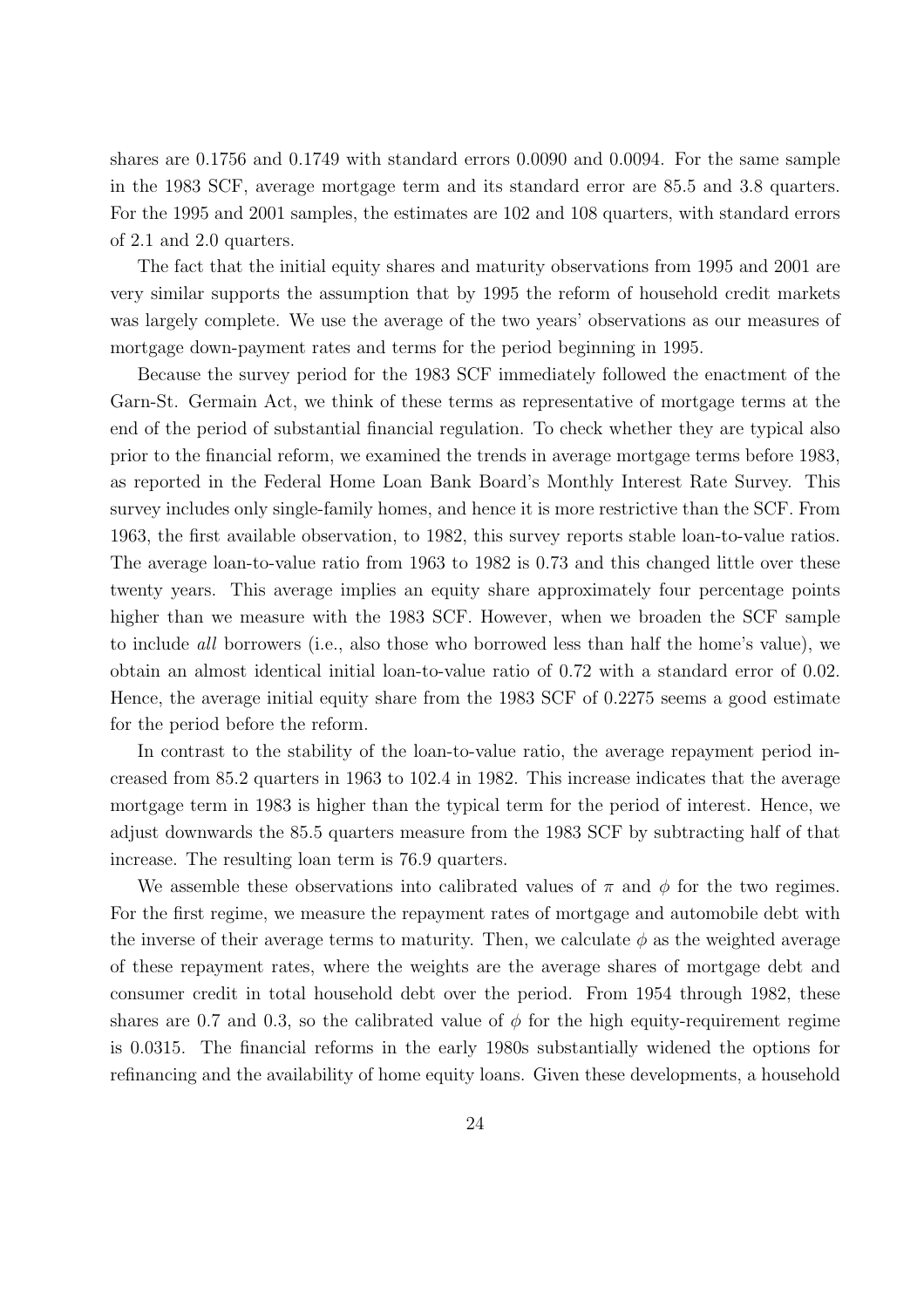shares are 0.1756 and 0.1749 with standard errors 0.0090 and 0.0094. For the same sample in the 1983 SCF, average mortgage term and its standard error are 85.5 and 3.8 quarters. For the 1995 and 2001 samples, the estimates are 102 and 108 quarters, with standard errors of 2.1 and 2.0 quarters.

The fact that the initial equity shares and maturity observations from 1995 and 2001 are very similar supports the assumption that by 1995 the reform of household credit markets was largely complete. We use the average of the two years' observations as our measures of mortgage down-payment rates and terms for the period beginning in 1995.

Because the survey period for the 1983 SCF immediately followed the enactment of the Garn-St. Germain Act, we think of these terms as representative of mortgage terms at the end of the period of substantial financial regulation. To check whether they are typical also prior to the financial reform, we examined the trends in average mortgage terms before 1983, as reported in the Federal Home Loan Bank Board's Monthly Interest Rate Survey. This survey includes only single-family homes, and hence it is more restrictive than the SCF. From 1963, the first available observation, to 1982, this survey reports stable loan-to-value ratios. The average loan-to-value ratio from 1963 to 1982 is 0.73 and this changed little over these twenty years. This average implies an equity share approximately four percentage points higher than we measure with the 1983 SCF. However, when we broaden the SCF sample to include *all* borrowers (i.e., also those who borrowed less than half the home's value), we obtain an almost identical initial loan-to-value ratio of 0.72 with a standard error of 0.02. Hence, the average initial equity share from the 1983 SCF of 0.2275 seems a good estimate for the period before the reform.

In contrast to the stability of the loan-to-value ratio, the average repayment period increased from 85.2 quarters in 1963 to 102.4 in 1982. This increase indicates that the average mortgage term in 1983 is higher than the typical term for the period of interest. Hence, we adjust downwards the 85.5 quarters measure from the 1983 SCF by subtracting half of that increase. The resulting loan term is 76.9 quarters.

We assemble these observations into calibrated values of $\pi$ and $\phi$ for the two regimes. For the first regime, we measure the repayment rates of mortgage and automobile debt with the inverse of their average terms to maturity. Then, we calculate $\phi$ as the weighted average of these repayment rates, where the weights are the average shares of mortgage debt and consumer credit in total household debt over the period. From 1954 through 1982, these shares are 0.7 and 0.3, so the calibrated value of $\phi$ for the high equity-requirement regime is 0.0315. The financial reforms in the early 1980s substantially widened the options for refinancing and the availability of home equity loans. Given these developments, a household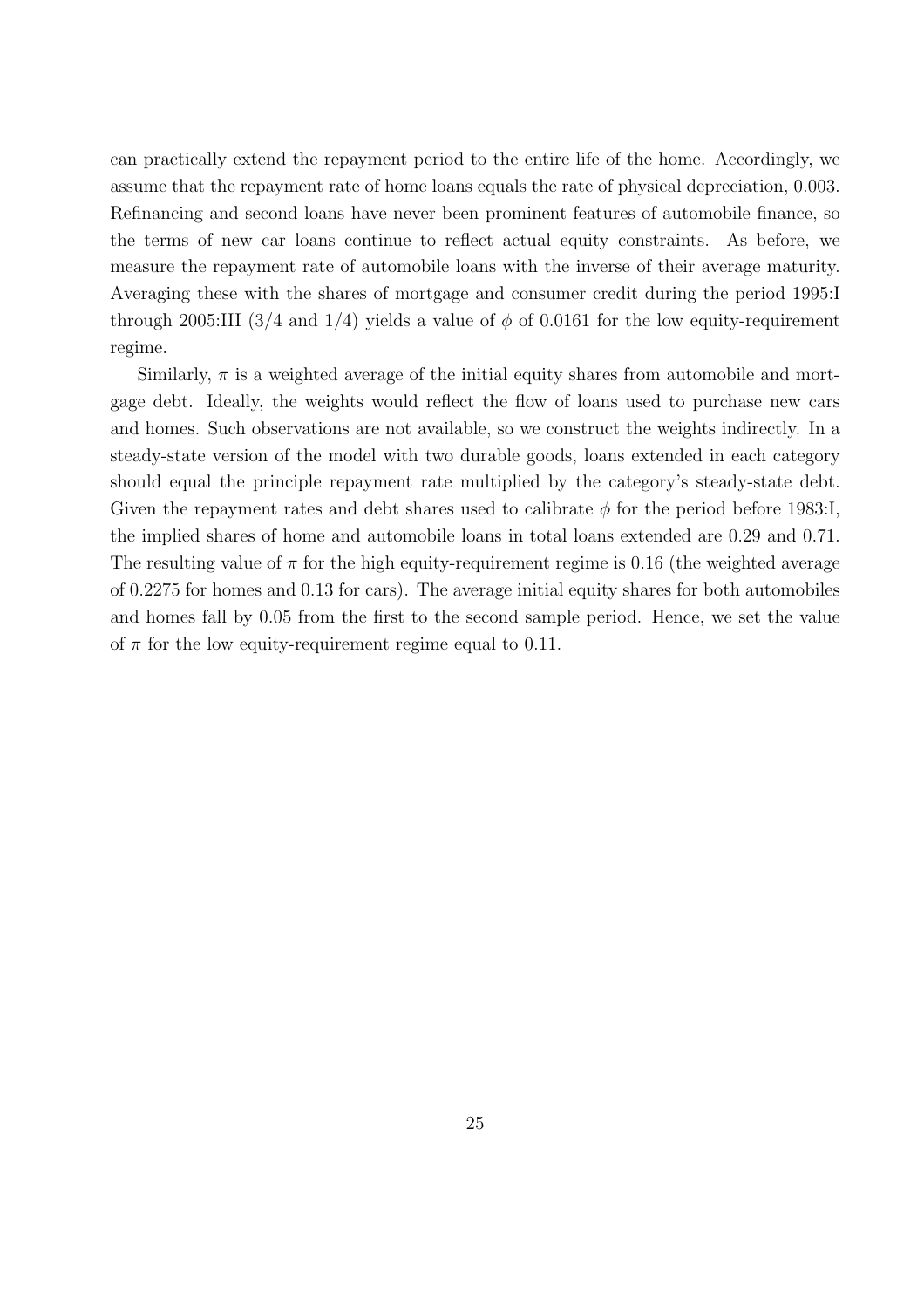can practically extend the repayment period to the entire life of the home. Accordingly, we assume that the repayment rate of home loans equals the rate of physical depreciation, 0.003. Refinancing and second loans have never been prominent features of automobile finance, so the terms of new car loans continue to reflect actual equity constraints. As before, we measure the repayment rate of automobile loans with the inverse of their average maturity. Averaging these with the shares of mortgage and consumer credit during the period 1995:I through 2005:III (3/4 and 1/4) yields a value of $\phi$ of 0.0161 for the low equity-requirement regime.

Similarly, $\pi$ is a weighted average of the initial equity shares from automobile and mortgage debt. Ideally, the weights would reflect the flow of loans used to purchase new cars and homes. Such observations are not available, so we construct the weights indirectly. In a steady-state version of the model with two durable goods, loans extended in each category should equal the principle repayment rate multiplied by the category's steady-state debt. Given the repayment rates and debt shares used to calibrate $\phi$ for the period before 1983:I, the implied shares of home and automobile loans in total loans extended are 0.29 and 0.71. The resulting value of $\pi$ for the high equity-requirement regime is 0.16 (the weighted average of 0.2275 for homes and 0.13 for cars). The average initial equity shares for both automobiles and homes fall by 0.05 from the first to the second sample period. Hence, we set the value of $\pi$ for the low equity-requirement regime equal to 0.11.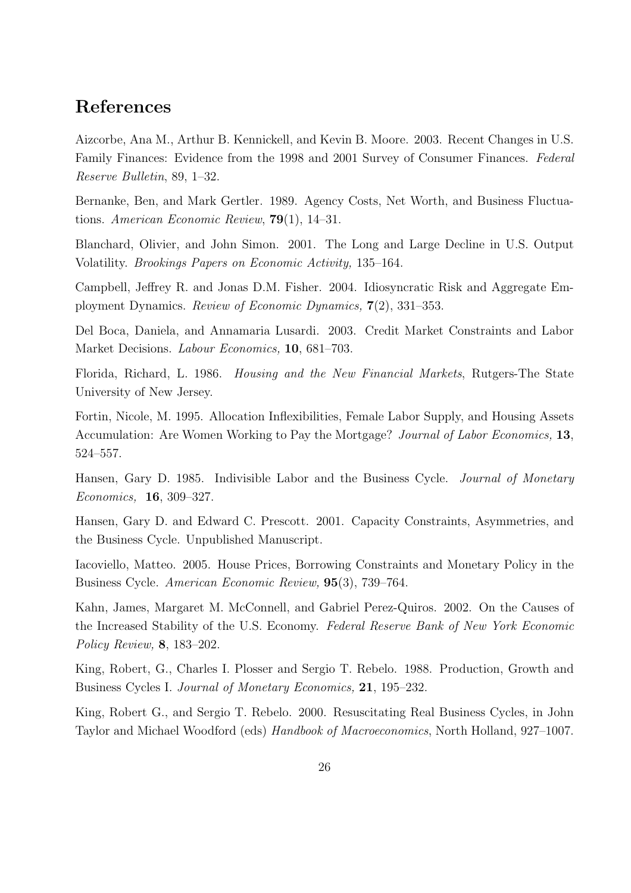## References

Aizcorbe, Ana M., Arthur B. Kennickell, and Kevin B. Moore. 2003. Recent Changes in U.S. Family Finances: Evidence from the 1998 and 2001 Survey of Consumer Finances. *Federal Reserve Bulletin*, 89, 1–32.

Bernanke, Ben, and Mark Gertler. 1989. Agency Costs, Net Worth, and Business Fluctuations. *American Economic Review*, **79**(1), 14–31.

Blanchard, Olivier, and John Simon. 2001. The Long and Large Decline in U.S. Output Volatility. *Brookings Papers on Economic Activity,* 135–164.

Campbell, Jeffrey R. and Jonas D.M. Fisher. 2004. Idiosyncratic Risk and Aggregate Employment Dynamics. *Review of Economic Dynamics,* **7**(2), 331–353.

Del Boca, Daniela, and Annamaria Lusardi. 2003. Credit Market Constraints and Labor Market Decisions. *Labour Economics,* **10**, 681–703.

Florida, Richard, L. 1986. *Housing and the New Financial Markets*, Rutgers-The State University of New Jersey.

Fortin, Nicole, M. 1995. Allocation Inflexibilities, Female Labor Supply, and Housing Assets Accumulation: Are Women Working to Pay the Mortgage? *Journal of Labor Economics,* **13**, 524–557.

Hansen, Gary D. 1985. Indivisible Labor and the Business Cycle. *Journal of Monetary Economics,* **16**, 309–327.

Hansen, Gary D. and Edward C. Prescott. 2001. Capacity Constraints, Asymmetries, and the Business Cycle. Unpublished Manuscript.

Iacoviello, Matteo. 2005. House Prices, Borrowing Constraints and Monetary Policy in the Business Cycle. *American Economic Review,* **95**(3), 739–764.

Kahn, James, Margaret M. McConnell, and Gabriel Perez-Quiros. 2002. On the Causes of the Increased Stability of the U.S. Economy. *Federal Reserve Bank of New York Economic Policy Review,* **8**, 183–202.

King, Robert, G., Charles I. Plosser and Sergio T. Rebelo. 1988. Production, Growth and Business Cycles I. *Journal of Monetary Economics,* **21**, 195–232.

King, Robert G., and Sergio T. Rebelo. 2000. Resuscitating Real Business Cycles, in John Taylor and Michael Woodford (eds) *Handbook of Macroeconomics*, North Holland, 927–1007.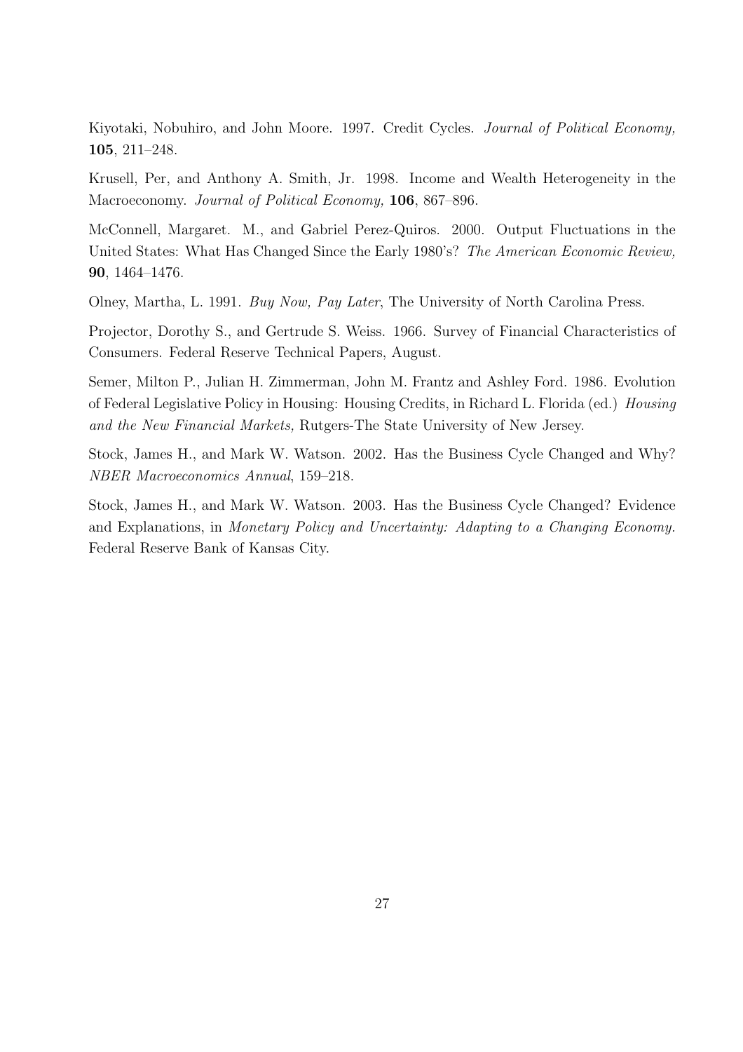Kiyotaki, Nobuhiro, and John Moore. 1997. Credit Cycles. *Journal of Political Economy,* **105**, 211–248.

Krusell, Per, and Anthony A. Smith, Jr. 1998. Income and Wealth Heterogeneity in the Macroeconomy. *Journal of Political Economy,* **106**, 867–896.

McConnell, Margaret. M., and Gabriel Perez-Quiros. 2000. Output Fluctuations in the United States: What Has Changed Since the Early 1980's? *The American Economic Review,* **90**, 1464–1476.

Olney, Martha, L. 1991. *Buy Now, Pay Later*, The University of North Carolina Press.

Projector, Dorothy S., and Gertrude S. Weiss. 1966. Survey of Financial Characteristics of Consumers. Federal Reserve Technical Papers, August.

Semer, Milton P., Julian H. Zimmerman, John M. Frantz and Ashley Ford. 1986. Evolution of Federal Legislative Policy in Housing: Housing Credits, in Richard L. Florida (ed.) *Housing and the New Financial Markets,* Rutgers-The State University of New Jersey.

Stock, James H., and Mark W. Watson. 2002. Has the Business Cycle Changed and Why? *NBER Macroeconomics Annual*, 159–218.

Stock, James H., and Mark W. Watson. 2003. Has the Business Cycle Changed? Evidence and Explanations, in *Monetary Policy and Uncertainty: Adapting to a Changing Economy.* Federal Reserve Bank of Kansas City.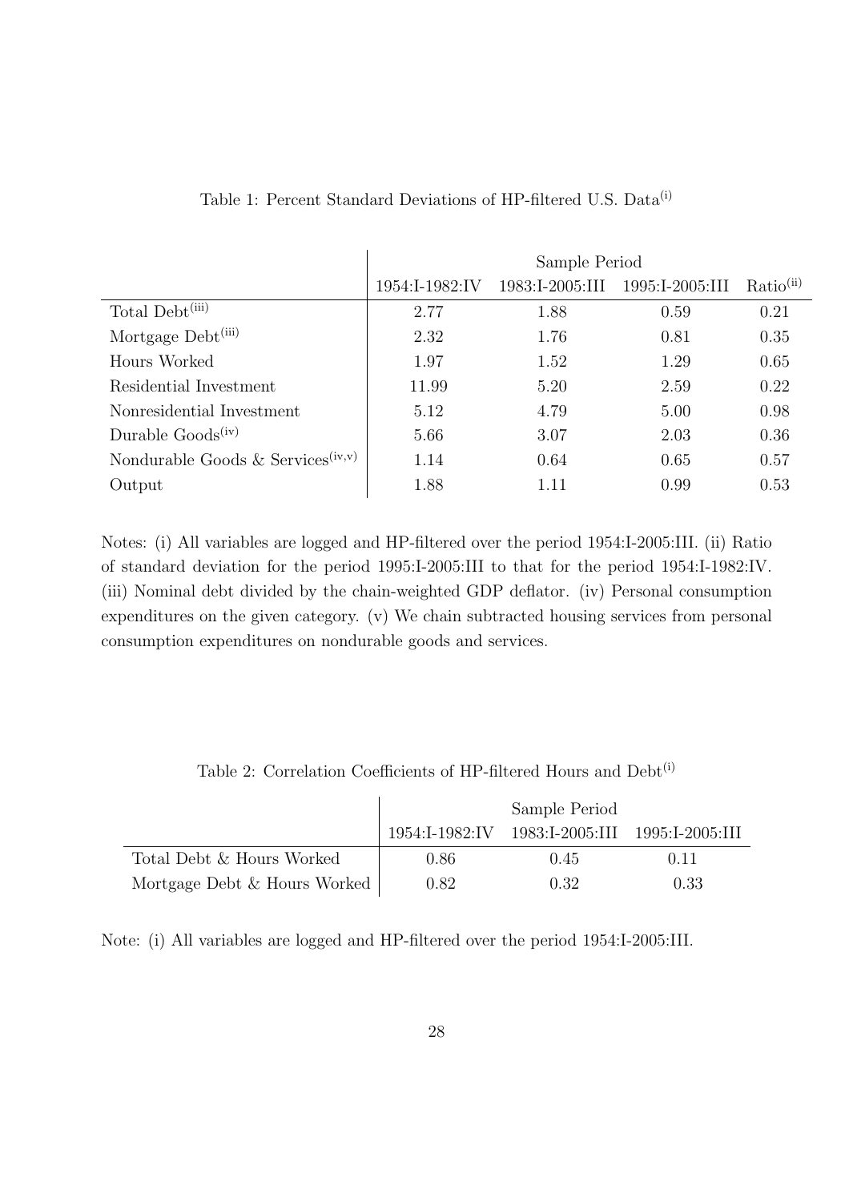Table 1: Percent Standard Deviations of HP-filtered U.S. Data[(i)]

| | Sample Period | | | |
|---|---|---|---|---|
| | 1954:I-1982:IV | 1983:I-2005:III | 1995:I-2005:III | Ratio[(ii)] |
| Total Debt[(iii)] | 2.77 | 1.88 | 0.59 | 0.21 |
| Mortgage Debt[(iii)] | 2.32 | 1.76 | 0.81 | 0.35 |
| Hours Worked | 1.97 | 1.52 | 1.29 | 0.65 |
| Residential Investment | 11.99 | 5.20 | 2.59 | 0.22 |
| Nonresidential Investment | 5.12 | 4.79 | 5.00 | 0.98 |
| Durable Goods[(iv)] | 5.66 | 3.07 | 2.03 | 0.36 |
| Nondurable Goods & Services[(iv,v)] | 1.14 | 0.64 | 0.65 | 0.57 |
| Output | 1.88 | 1.11 | 0.99 | 0.53 |

Notes: (i) All variables are logged and HP-filtered over the period 1954:I-2005:III. (ii) Ratio of standard deviation for the period 1995:I-2005:III to that for the period 1954:I-1982:IV. (iii) Nominal debt divided by the chain-weighted GDP deflator. (iv) Personal consumption expenditures on the given category. (v) We chain subtracted housing services from personal consumption expenditures on nondurable goods and services.

Table 2: Correlation Coefficients of HP-filtered Hours and Debt[(i)]

| | Sample Period | | |
|---|---|---|---|
| | 1954:I-1982:IV | 1983:I-2005:III | 1995:I-2005:III |
| Total Debt & Hours Worked | 0.86 | 0.45 | 0.11 |
| Mortgage Debt & Hours Worked | 0.82 | 0.32 | 0.33 |

Note: (i) All variables are logged and HP-filtered over the period 1954:I-2005:III.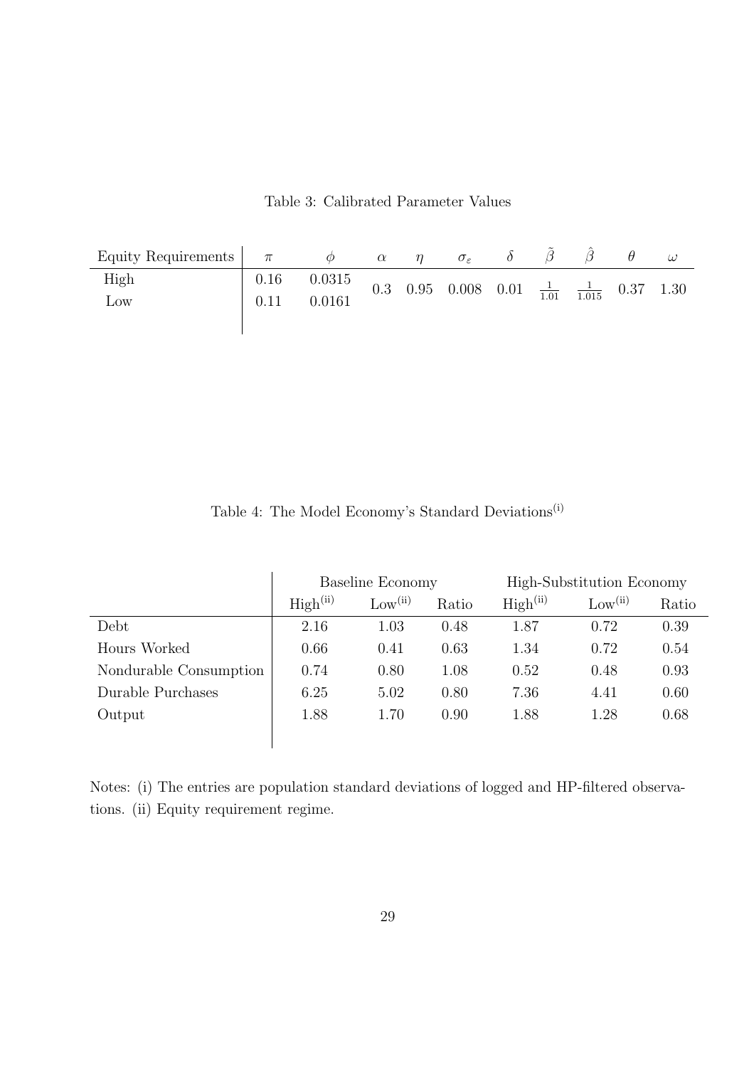Table 3: Calibrated Parameter Values

| Equity Requirements | $\pi$ | $\phi$ | $\alpha$ | $\eta$ | $\sigma_\varepsilon$ | $\delta$ | $\tilde{\beta}$ | $\hat{\beta}$ | $\theta$ | $\omega$ |
|---|---|---|---|---|---|---|---|---|---|---|
| High | 0.16 | 0.0315 | 0.3 | 0.95 | 0.008 | 0.01 | $\frac{1}{1.01}$ | $\frac{1}{1.015}$ | 0.37 | 1.30 |
| Low | 0.11 | 0.0161 | | | | | | | | |

Table 4: The Model Economy's Standard Deviations[(i)]

| | Baseline Economy | | | High-Substitution Economy | | |
|---|---|---|---|---|---|---|
| | High[(ii)] | Low[(ii)] | Ratio | High[(ii)] | Low[(ii)] | Ratio |
| Debt | 2.16 | 1.03 | 0.48 | 1.87 | 0.72 | 0.39 |
| Hours Worked | 0.66 | 0.41 | 0.63 | 1.34 | 0.72 | 0.54 |
| Nondurable Consumption | 0.74 | 0.80 | 1.08 | 0.52 | 0.48 | 0.93 |
| Durable Purchases | 6.25 | 5.02 | 0.80 | 7.36 | 4.41 | 0.60 |
| Output | 1.88 | 1.70 | 0.90 | 1.88 | 1.28 | 0.68 |

Notes: (i) The entries are population standard deviations of logged and HP-filtered observations. (ii) Equity requirement regime.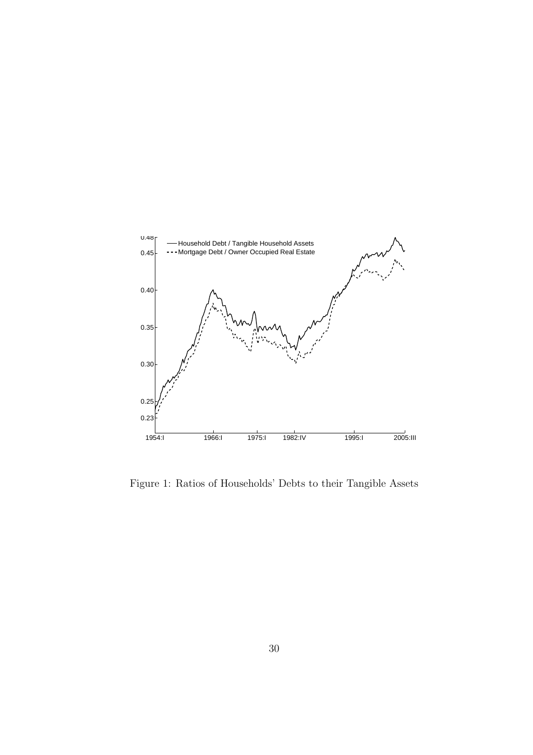Figure 1: Ratios of Households' Debts to their Tangible Assets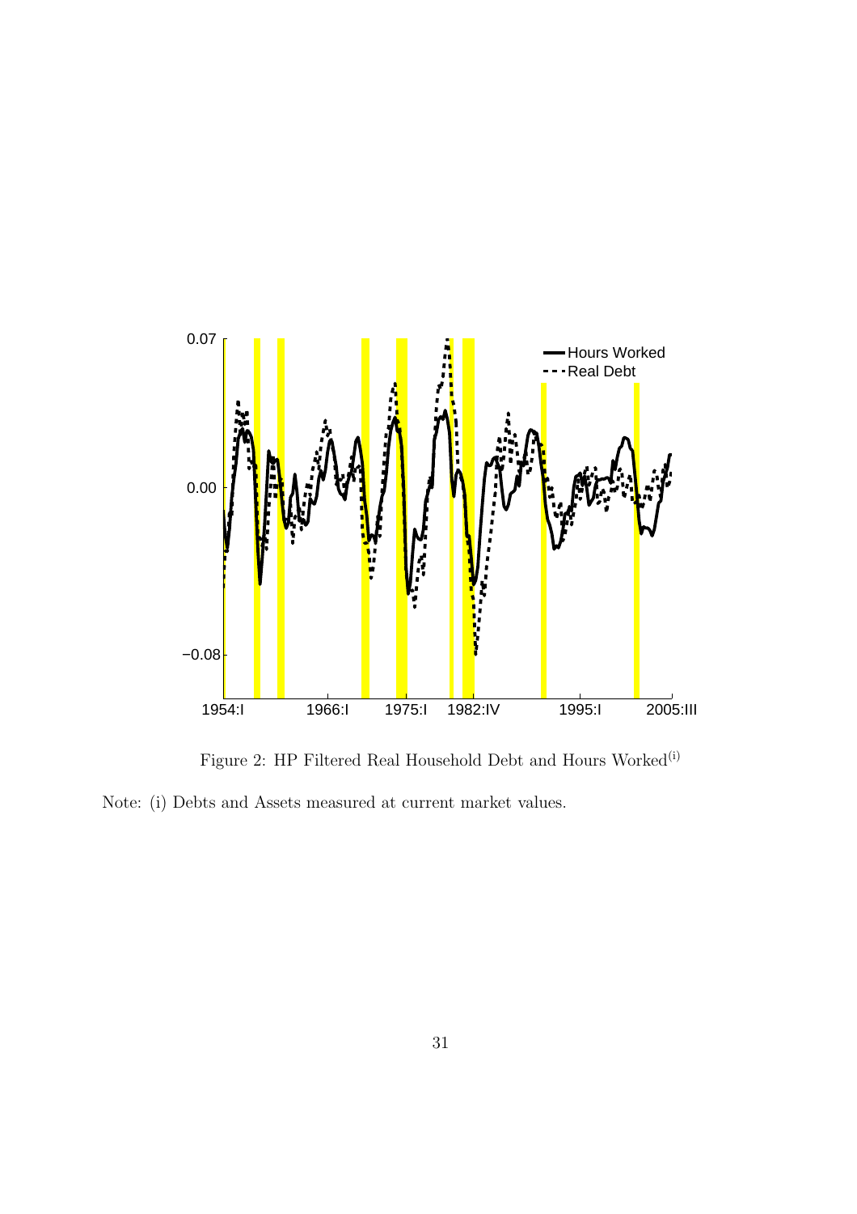Figure 2: HP Filtered Real Household Debt and Hours Worked[(i)]

Note: (i) Debts and Assets measured at current market values.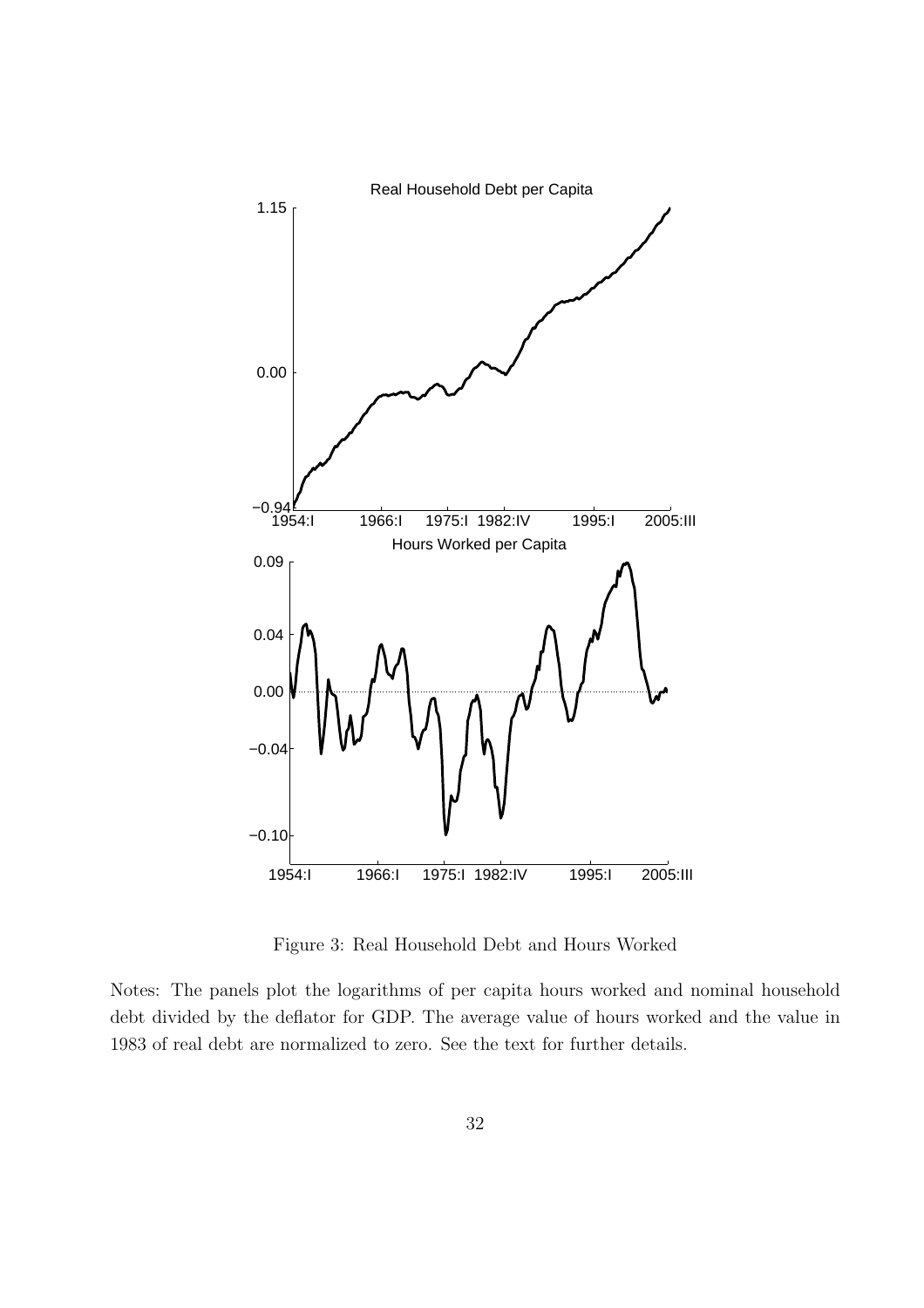Figure 3: Real Household Debt and Hours Worked

Notes: The panels plot the logarithms of per capita hours worked and nominal household debt divided by the deflator for GDP. The average value of hours worked and the value in 1983 of real debt are normalized to zero. See the text for further details.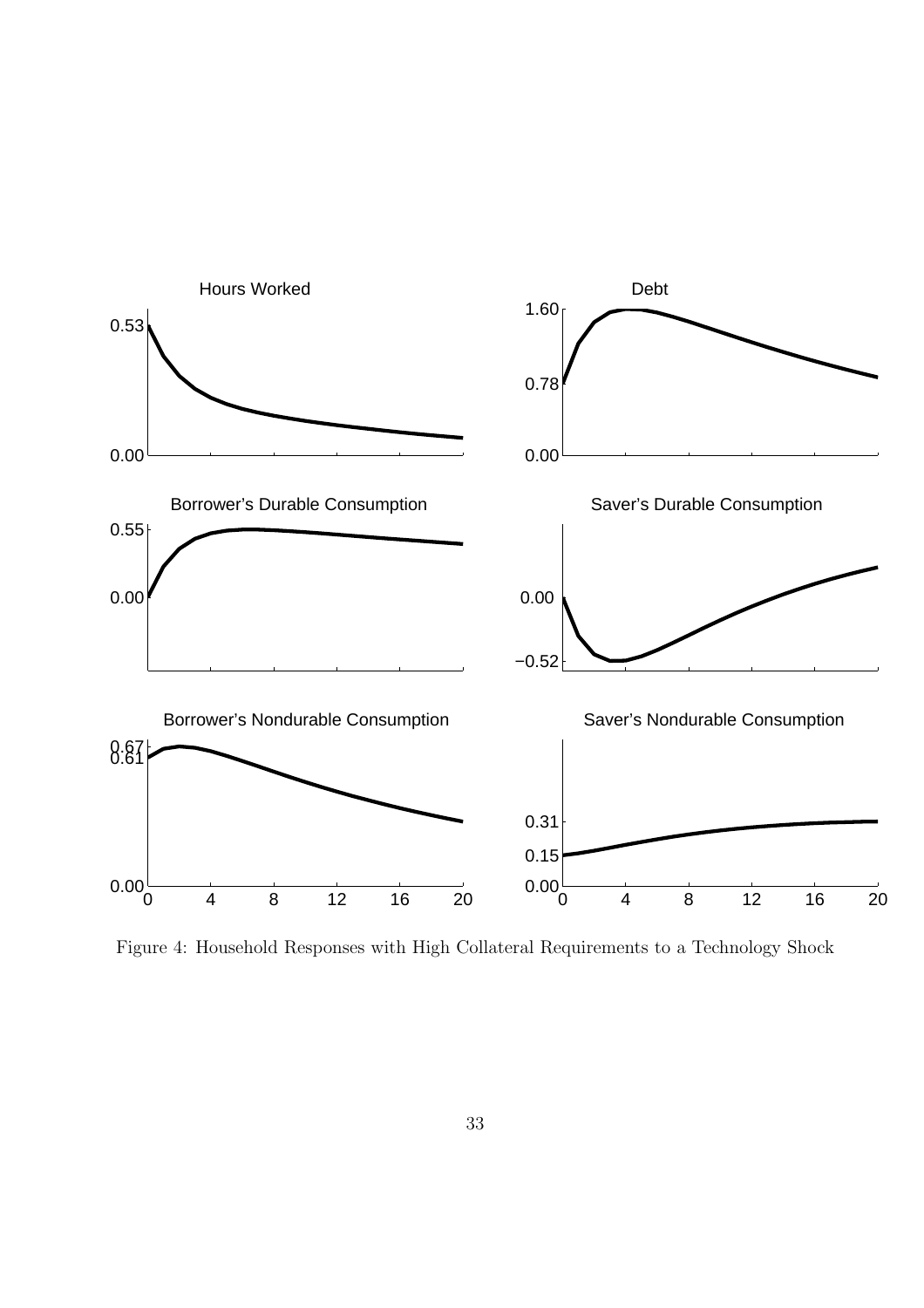Hours Worked

Debt

Borrower's Durable Consumption

Saver's Durable Consumption

Borrower's Nondurable Consumption

Saver's Nondurable Consumption

Figure 4: Household Responses with High Collateral Requirements to a Technology Shock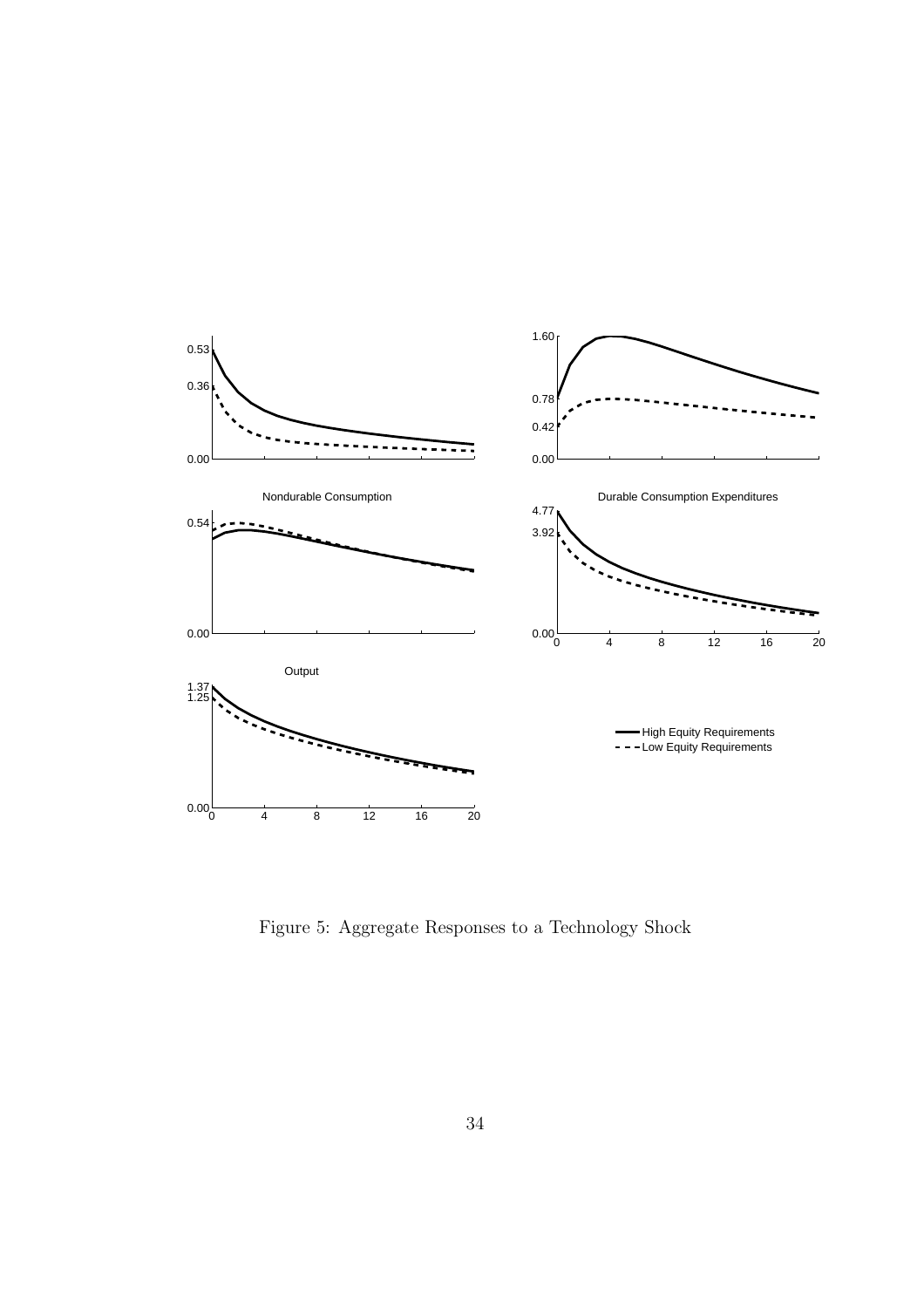Nondurable Consumption

Durable Consumption Expenditures

Output

High Equity Requirements

Low Equity Requirements

Figure 5: Aggregate Responses to a Technology Shock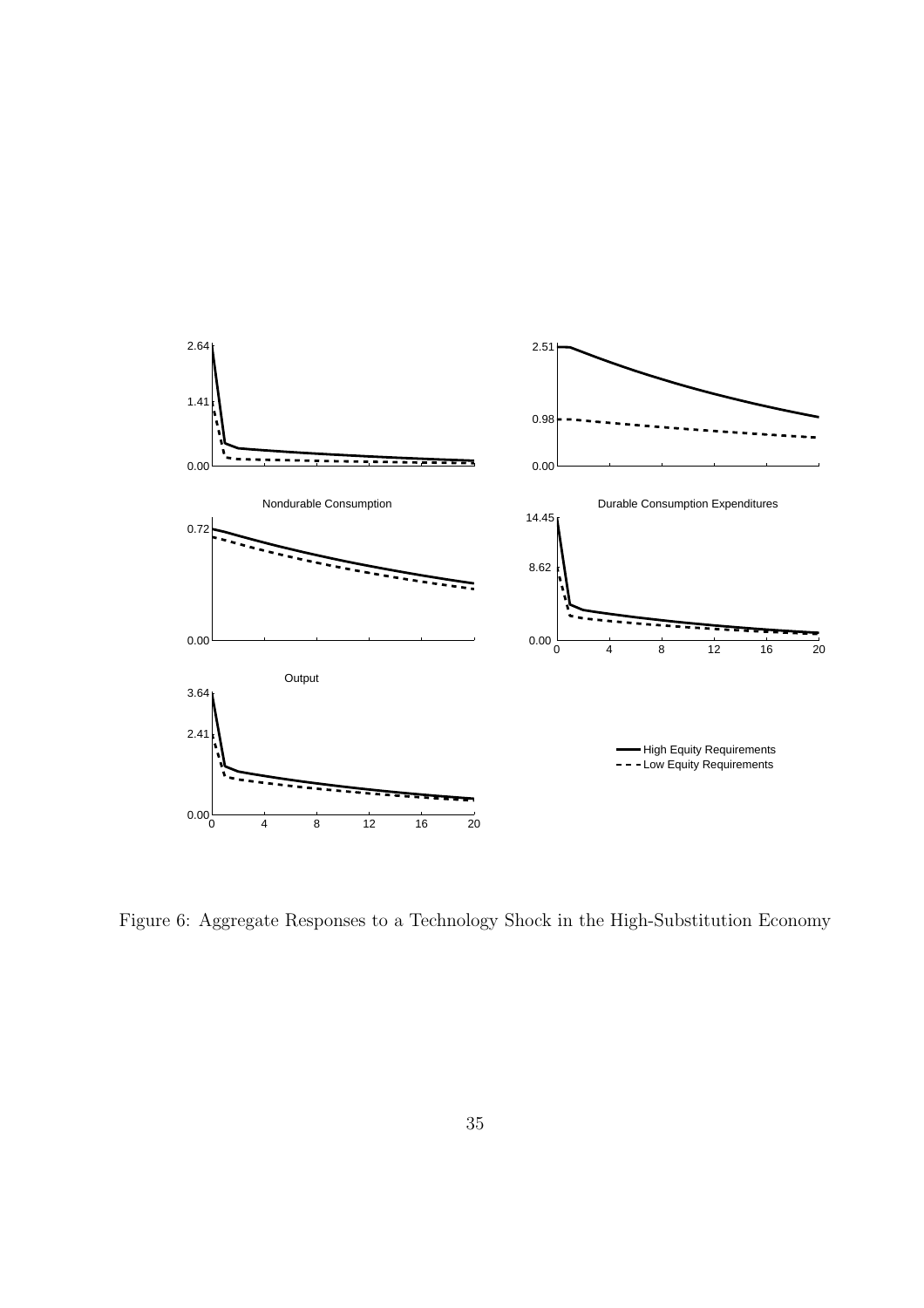2.64

1.41

0.00

2.51

0.98

0.00

Nondurable Consumption

0.72

0.00

Durable Consumption Expenditures

14.45

8.62

0.00

0 4 8 12 16 20

Output

3.64

2.41

0.00

0 4 8 12 16 20

High Equity Requirements

Low Equity Requirements

Figure 6: Aggregate Responses to a Technology Shock in the High-Substitution Economy